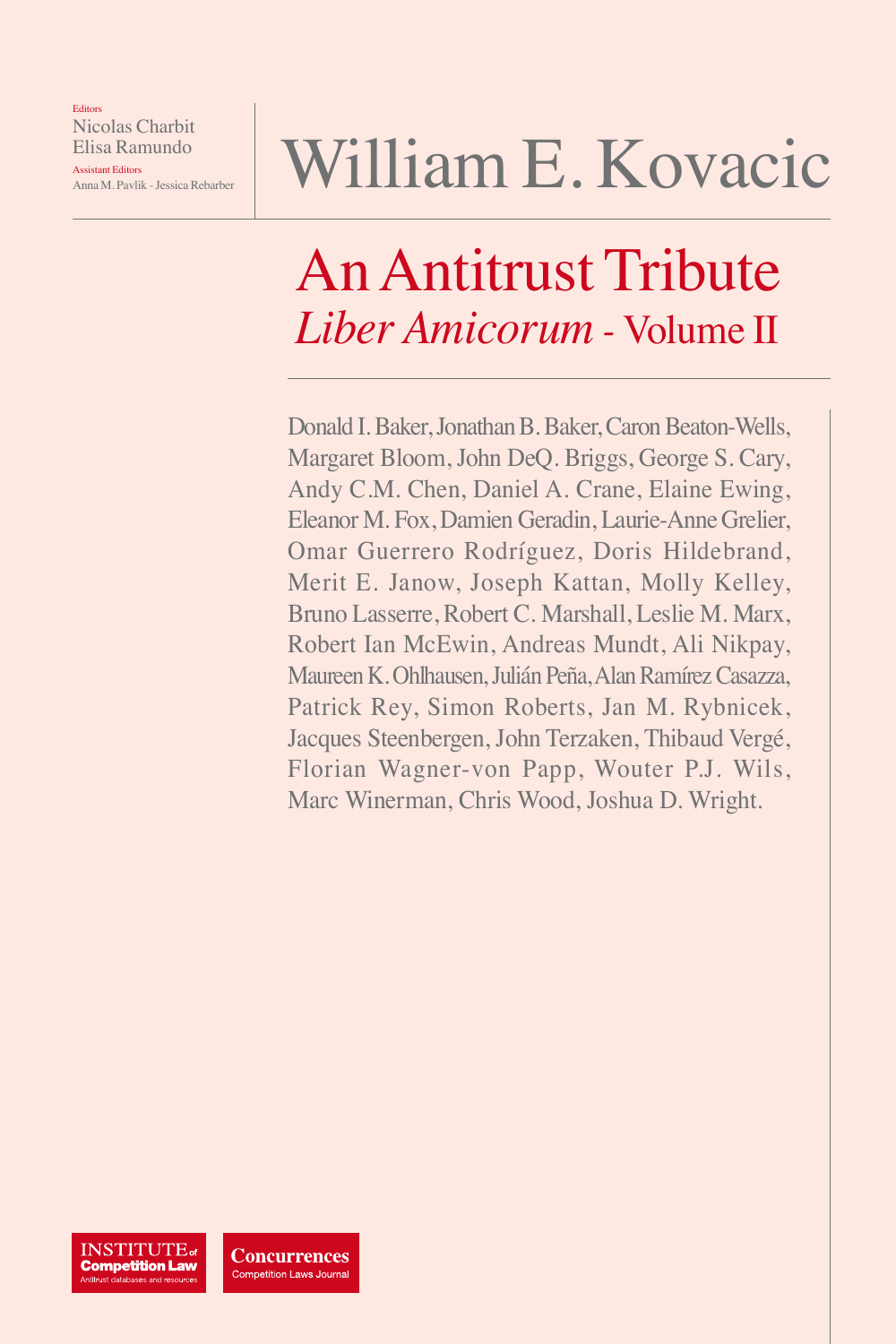Editors
Nicolas Charbit
Elisa Ramundo
Assistant Editors
Anna M. Pavlik - Jessica Rebarber

# William E. Kovacic

## An Antitrust Tribute

## *Liber Amicorum* - Volume II

Donald I. Baker, Jonathan B. Baker, Caron Beaton-Wells, Margaret Bloom, John DeQ. Briggs, George S. Cary, Andy C.M. Chen, Daniel A. Crane, Elaine Ewing, Eleanor M. Fox, Damien Geradin, Laurie-Anne Grelier, Omar Guerrero Rodríguez, Doris Hildebrand, Merit E. Janow, Joseph Kattan, Molly Kelley, Bruno Lasserre, Robert C. Marshall, Leslie M. Marx, Robert Ian McEwin, Andreas Mundt, Ali Nikpay, Maureen K. Ohlhausen, Julián Peña, Alan Ramírez Casazza, Patrick Rey, Simon Roberts, Jan M. Rybnicek, Jacques Steenbergen, John Terzaken, Thibaud Vergé, Florian Wagner-von Papp, Wouter P.J. Wils, Marc Winerman, Chris Wood, Joshua D. Wright.

INSTITUTE of Competition Law
Antitrust databases and resources

Concurrences
Competition Laws Journal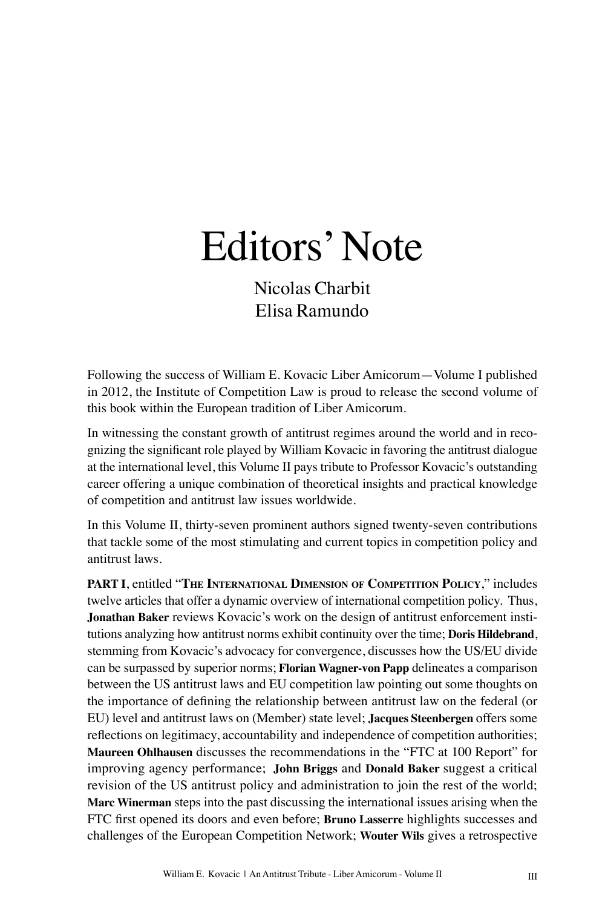# Editors' Note

Nicolas Charbit
Elisa Ramundo

Following the success of William E. Kovacic Liber Amicorum—Volume I published in 2012, the Institute of Competition Law is proud to release the second volume of this book within the European tradition of Liber Amicorum.

In witnessing the constant growth of antitrust regimes around the world and in recognizing the significant role played by William Kovacic in favoring the antitrust dialogue at the international level, this Volume II pays tribute to Professor Kovacic's outstanding career offering a unique combination of theoretical insights and practical knowledge of competition and antitrust law issues worldwide.

In this Volume II, thirty-seven prominent authors signed twenty-seven contributions that tackle some of the most stimulating and current topics in competition policy and antitrust laws.

**PART I**, entitled "**The International Dimension of Competition Policy**," includes twelve articles that offer a dynamic overview of international competition policy. Thus, **Jonathan Baker** reviews Kovacic's work on the design of antitrust enforcement institutions analyzing how antitrust norms exhibit continuity over the time; **Doris Hildebrand**, stemming from Kovacic's advocacy for convergence, discusses how the US/EU divide can be surpassed by superior norms; **Florian Wagner-von Papp** delineates a comparison between the US antitrust laws and EU competition law pointing out some thoughts on the importance of defining the relationship between antitrust law on the federal (or EU) level and antitrust laws on (Member) state level; **Jacques Steenbergen** offers some reflections on legitimacy, accountability and independence of competition authorities; **Maureen Ohlhausen** discusses the recommendations in the "FTC at 100 Report" for improving agency performance; **John Briggs** and **Donald Baker** suggest a critical revision of the US antitrust policy and administration to join the rest of the world; **Marc Winerman** steps into the past discussing the international issues arising when the FTC first opened its doors and even before; **Bruno Lasserre** highlights successes and challenges of the European Competition Network; **Wouter Wils** gives a retrospective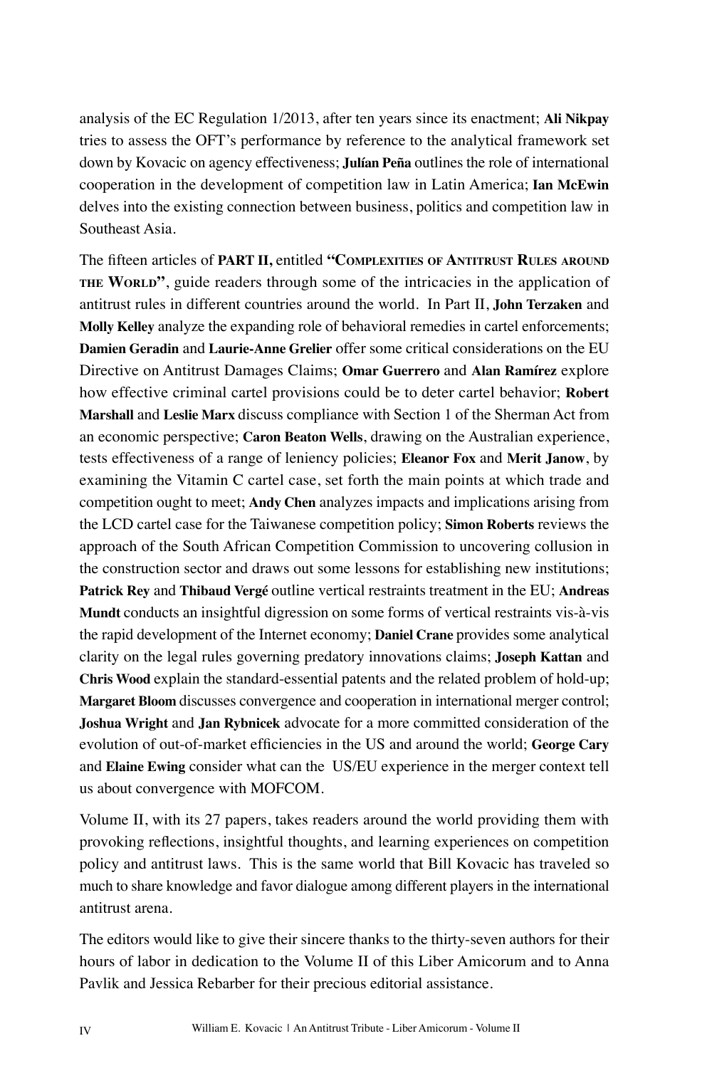analysis of the EC Regulation 1/2013, after ten years since its enactment; **Ali Nikpay** tries to assess the OFT's performance by reference to the analytical framework set down by Kovacic on agency effectiveness; **Julían Peña** outlines the role of international cooperation in the development of competition law in Latin America; **Ian McEwin** delves into the existing connection between business, politics and competition law in Southeast Asia.

The fifteen articles of **PART II,** entitled **"Complexities of Antitrust Rules around the World"**, guide readers through some of the intricacies in the application of antitrust rules in different countries around the world. In Part II, **John Terzaken** and **Molly Kelley** analyze the expanding role of behavioral remedies in cartel enforcements; **Damien Geradin** and **Laurie-Anne Grelier** offer some critical considerations on the EU Directive on Antitrust Damages Claims; **Omar Guerrero** and **Alan Ramírez** explore how effective criminal cartel provisions could be to deter cartel behavior; **Robert Marshall** and **Leslie Marx** discuss compliance with Section 1 of the Sherman Act from an economic perspective; **Caron Beaton Wells**, drawing on the Australian experience, tests effectiveness of a range of leniency policies; **Eleanor Fox** and **Merit Janow**, by examining the Vitamin C cartel case, set forth the main points at which trade and competition ought to meet; **Andy Chen** analyzes impacts and implications arising from the LCD cartel case for the Taiwanese competition policy; **Simon Roberts** reviews the approach of the South African Competition Commission to uncovering collusion in the construction sector and draws out some lessons for establishing new institutions; **Patrick Rey** and **Thibaud Vergé** outline vertical restraints treatment in the EU; **Andreas Mundt** conducts an insightful digression on some forms of vertical restraints vis-à-vis the rapid development of the Internet economy; **Daniel Crane** provides some analytical clarity on the legal rules governing predatory innovations claims; **Joseph Kattan** and **Chris Wood** explain the standard-essential patents and the related problem of hold-up; **Margaret Bloom** discusses convergence and cooperation in international merger control; **Joshua Wright** and **Jan Rybnicek** advocate for a more committed consideration of the evolution of out-of-market efficiencies in the US and around the world; **George Cary** and **Elaine Ewing** consider what can the US/EU experience in the merger context tell us about convergence with MOFCOM.

Volume II, with its 27 papers, takes readers around the world providing them with provoking reflections, insightful thoughts, and learning experiences on competition policy and antitrust laws. This is the same world that Bill Kovacic has traveled so much to share knowledge and favor dialogue among different players in the international antitrust arena.

The editors would like to give their sincere thanks to the thirty-seven authors for their hours of labor in dedication to the Volume II of this Liber Amicorum and to Anna Pavlik and Jessica Rebarber for their precious editorial assistance.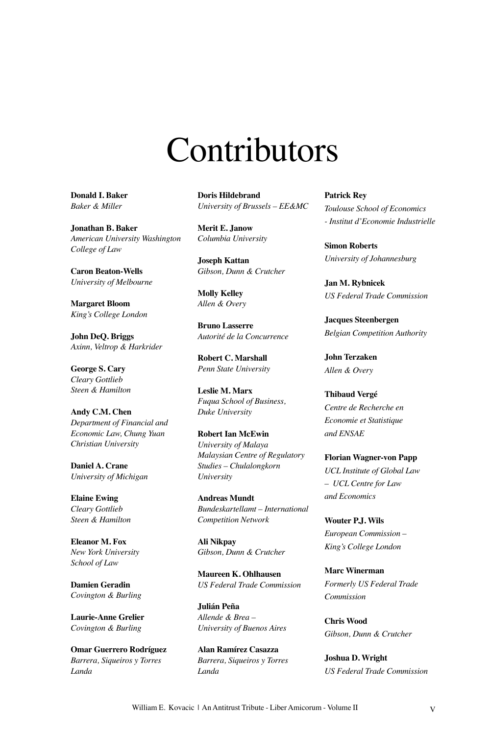# Contributors

**Donald I. Baker**
*Baker & Miller*

**Jonathan B. Baker**
*American University Washington College of Law*

**Caron Beaton-Wells**
*University of Melbourne*

**Margaret Bloom**
*King's College London*

**John DeQ. Briggs**
*Axinn, Veltrop & Harkrider*

**George S. Cary**
*Cleary Gottlieb Steen & Hamilton*

**Andy C.M. Chen**
*Department of Financial and Economic Law, Chung Yuan Christian University*

**Daniel A. Crane**
*University of Michigan*

**Elaine Ewing**
*Cleary Gottlieb Steen & Hamilton*

**Eleanor M. Fox**
*New York University School of Law*

**Damien Geradin**
*Covington & Burling*

**Laurie-Anne Grelier**
*Covington & Burling*

**Omar Guerrero Rodríguez**
*Barrera, Siqueiros y Torres Landa*

**Doris Hildebrand**
*University of Brussels – EE&MC*

**Merit E. Janow**
*Columbia University*

**Joseph Kattan**
*Gibson, Dunn & Crutcher*

**Molly Kelley**
*Allen & Overy*

**Bruno Lasserre**
*Autorité de la Concurrence*

**Robert C. Marshall**
*Penn State University*

**Leslie M. Marx**
*Fuqua School of Business, Duke University*

**Robert Ian McEwin**
*University of Malaya Malaysian Centre of Regulatory Studies – Chulalongkorn University*

**Andreas Mundt**
*Bundeskartellamt – International Competition Network*

**Ali Nikpay**
*Gibson, Dunn & Crutcher*

**Maureen K. Ohlhausen**
*US Federal Trade Commission*

**Julián Peña**
*Allende & Brea – University of Buenos Aires*

**Alan Ramírez Casazza**
*Barrera, Siqueiros y Torres Landa*

**Patrick Rey**
*Toulouse School of Economics - Institut d'Economie Industrielle*

**Simon Roberts**
*University of Johannesburg*

**Jan M. Rybnicek**
*US Federal Trade Commission*

**Jacques Steenbergen**
*Belgian Competition Authority*

**John Terzaken**
*Allen & Overy*

**Thibaud Vergé**
*Centre de Recherche en Economie et Statistique and ENSAE*

**Florian Wagner-von Papp**
*UCL Institute of Global Law – UCL Centre for Law and Economics*

**Wouter P.J. Wils**
*European Commission – King's College London*

**Marc Winerman**
*Formerly US Federal Trade Commission*

**Chris Wood**
*Gibson, Dunn & Crutcher*

**Joshua D. Wright**
*US Federal Trade Commission*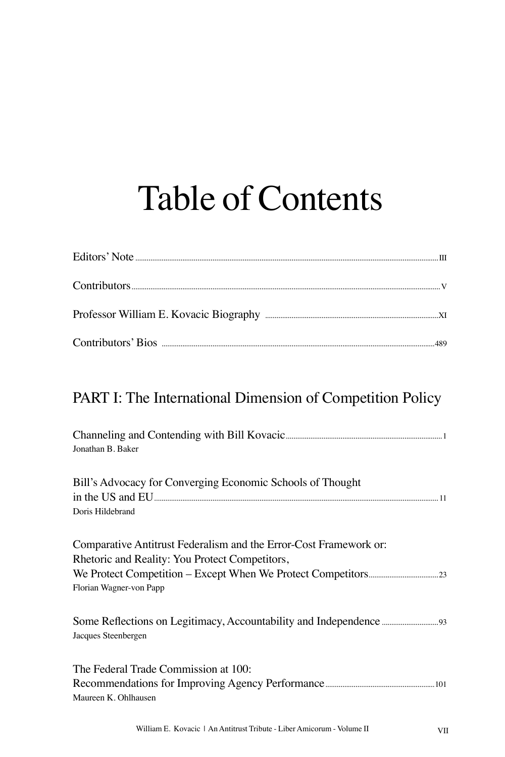# Table of Contents

Editors' Note ..... III

Contributors ..... V

Professor William E. Kovacic Biography ..... XI

Contributors' Bios ..... 489

## PART I: The International Dimension of Competition Policy

Channeling and Contending with Bill Kovacic ..... 1
Jonathan B. Baker

Bill's Advocacy for Converging Economic Schools of Thought in the US and EU ..... 11
Doris Hildebrand

Comparative Antitrust Federalism and the Error-Cost Framework or: Rhetoric and Reality: You Protect Competitors, We Protect Competition – Except When We Protect Competitors ..... 23
Florian Wagner-von Papp

Some Reflections on Legitimacy, Accountability and Independence ..... 93
Jacques Steenbergen

The Federal Trade Commission at 100: Recommendations for Improving Agency Performance ..... 101
Maureen K. Ohlhausen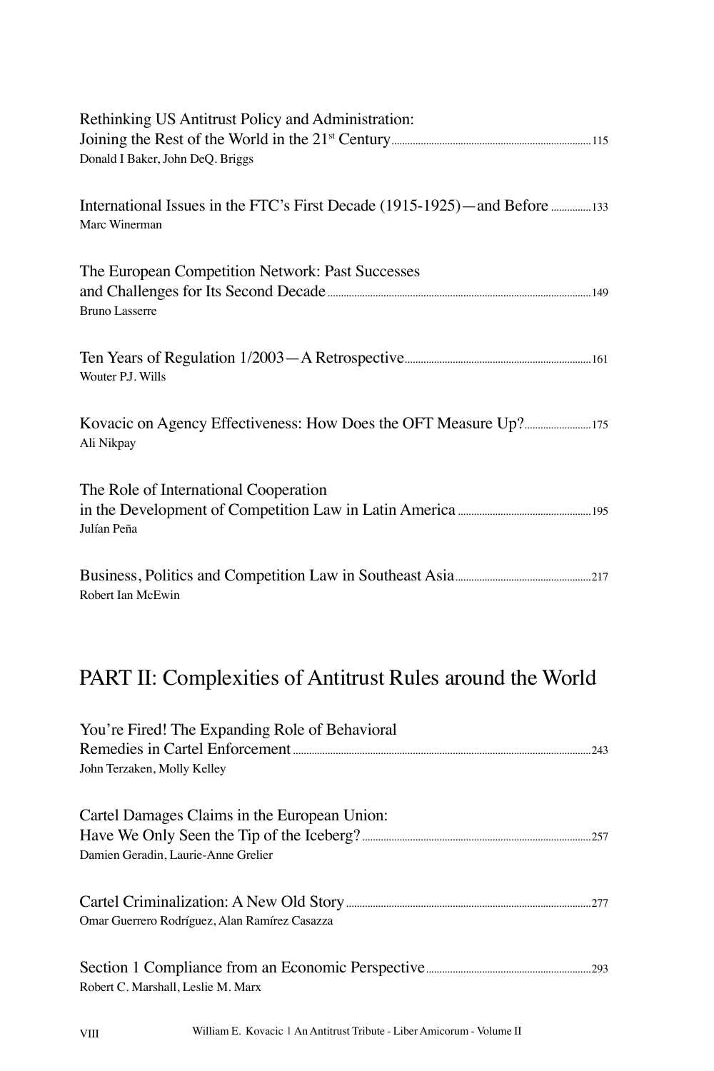Rethinking US Antitrust Policy and Administration:
Joining the Rest of the World in the 21st Century ........ 115
Donald I Baker, John DeQ. Briggs

International Issues in the FTC's First Decade (1915-1925)—and Before ........ 133
Marc Winerman

The European Competition Network: Past Successes
and Challenges for Its Second Decade ........ 149
Bruno Lasserre

Ten Years of Regulation 1/2003—A Retrospective ........ 161
Wouter P.J. Wills

Kovacic on Agency Effectiveness: How Does the OFT Measure Up? ........ 175
Ali Nikpay

The Role of International Cooperation
in the Development of Competition Law in Latin America ........ 195
Julían Peña

Business, Politics and Competition Law in Southeast Asia ........ 217
Robert Ian McEwin

## PART II: Complexities of Antitrust Rules around the World

You're Fired! The Expanding Role of Behavioral
Remedies in Cartel Enforcement ........ 243
John Terzaken, Molly Kelley

Cartel Damages Claims in the European Union:
Have We Only Seen the Tip of the Iceberg? ........ 257
Damien Geradin, Laurie-Anne Grelier

Cartel Criminalization: A New Old Story ........ 277
Omar Guerrero Rodríguez, Alan Ramírez Casazza

Section 1 Compliance from an Economic Perspective ........ 293
Robert C. Marshall, Leslie M. Marx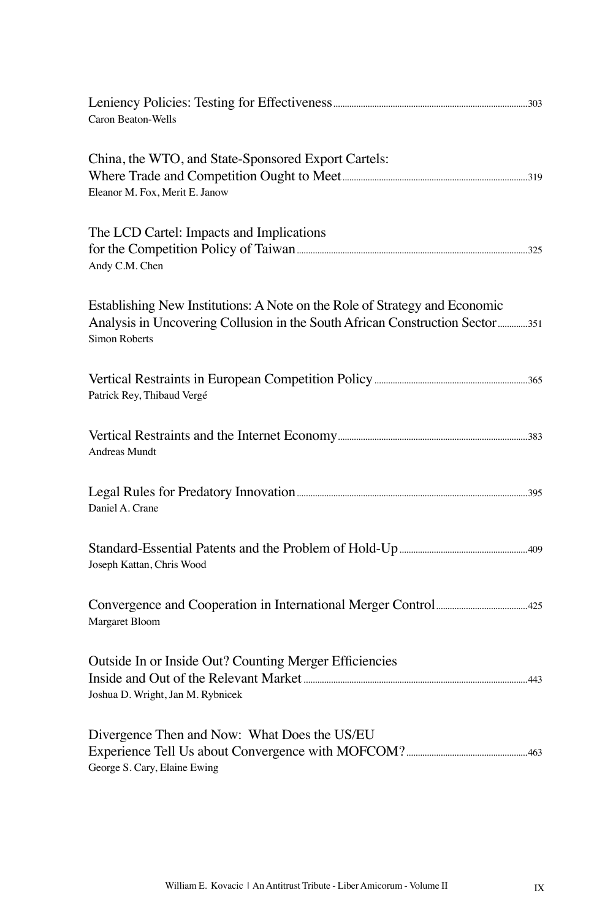Leniency Policies: Testing for Effectiveness ..... 303
Caron Beaton-Wells

China, the WTO, and State-Sponsored Export Cartels: Where Trade and Competition Ought to Meet ..... 319
Eleanor M. Fox, Merit E. Janow

The LCD Cartel: Impacts and Implications for the Competition Policy of Taiwan ..... 325
Andy C.M. Chen

Establishing New Institutions: A Note on the Role of Strategy and Economic Analysis in Uncovering Collusion in the South African Construction Sector ..... 351
Simon Roberts

Vertical Restraints in European Competition Policy ..... 365
Patrick Rey, Thibaud Vergé

Vertical Restraints and the Internet Economy ..... 383
Andreas Mundt

Legal Rules for Predatory Innovation ..... 395
Daniel A. Crane

Standard-Essential Patents and the Problem of Hold-Up ..... 409
Joseph Kattan, Chris Wood

Convergence and Cooperation in International Merger Control ..... 425
Margaret Bloom

Outside In or Inside Out? Counting Merger Efficiencies Inside and Out of the Relevant Market ..... 443
Joshua D. Wright, Jan M. Rybnicek

Divergence Then and Now: What Does the US/EU Experience Tell Us about Convergence with MOFCOM? ..... 463
George S. Cary, Elaine Ewing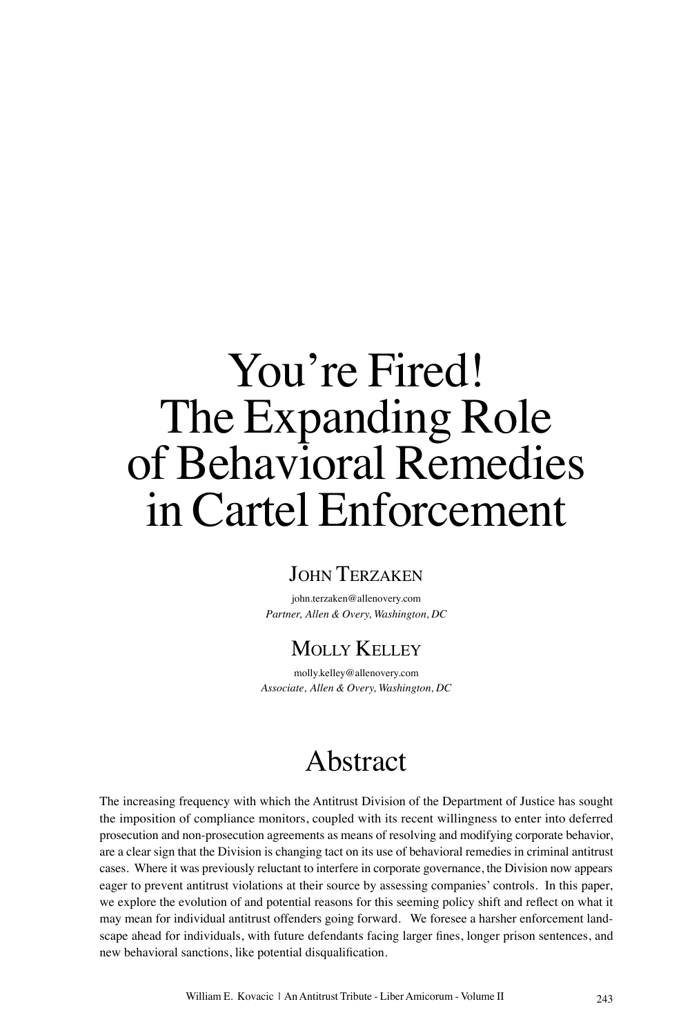# You're Fired! The Expanding Role of Behavioral Remedies in Cartel Enforcement

John Terzaken

john.terzaken@allenovery.com

*Partner, Allen & Overy, Washington, DC*

Molly Kelley

molly.kelley@allenovery.com

*Associate, Allen & Overy, Washington, DC*

## Abstract

The increasing frequency with which the Antitrust Division of the Department of Justice has sought the imposition of compliance monitors, coupled with its recent willingness to enter into deferred prosecution and non-prosecution agreements as means of resolving and modifying corporate behavior, are a clear sign that the Division is changing tact on its use of behavioral remedies in criminal antitrust cases. Where it was previously reluctant to interfere in corporate governance, the Division now appears eager to prevent antitrust violations at their source by assessing companies' controls. In this paper, we explore the evolution of and potential reasons for this seeming policy shift and reflect on what it may mean for individual antitrust offenders going forward. We foresee a harsher enforcement landscape ahead for individuals, with future defendants facing larger fines, longer prison sentences, and new behavioral sanctions, like potential disqualification.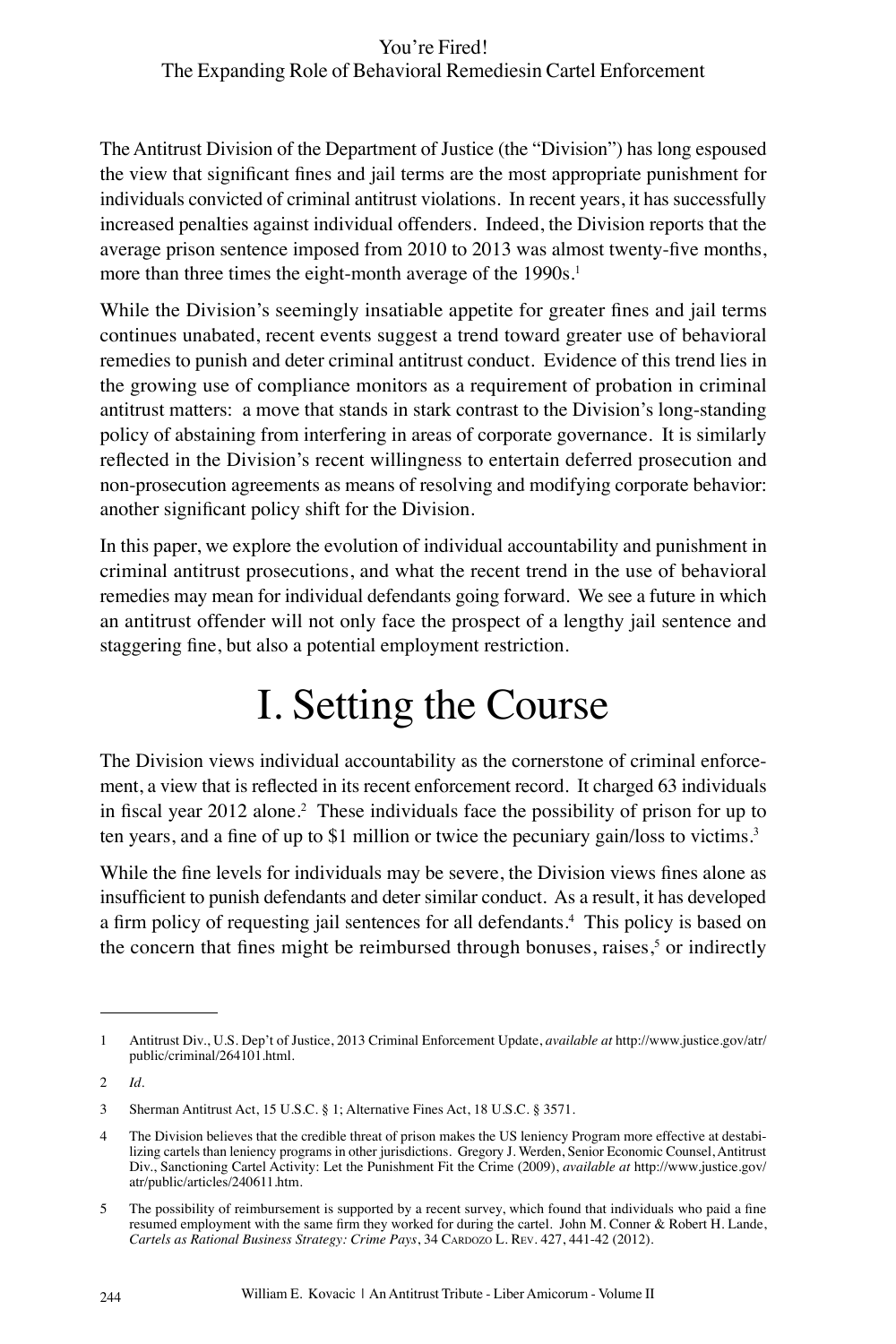The Antitrust Division of the Department of Justice (the "Division") has long espoused the view that significant fines and jail terms are the most appropriate punishment for individuals convicted of criminal antitrust violations. In recent years, it has successfully increased penalties against individual offenders. Indeed, the Division reports that the average prison sentence imposed from 2010 to 2013 was almost twenty-five months, more than three times the eight-month average of the 1990s.[1]

While the Division's seemingly insatiable appetite for greater fines and jail terms continues unabated, recent events suggest a trend toward greater use of behavioral remedies to punish and deter criminal antitrust conduct. Evidence of this trend lies in the growing use of compliance monitors as a requirement of probation in criminal antitrust matters: a move that stands in stark contrast to the Division's long-standing policy of abstaining from interfering in areas of corporate governance. It is similarly reflected in the Division's recent willingness to entertain deferred prosecution and non-prosecution agreements as means of resolving and modifying corporate behavior: another significant policy shift for the Division.

In this paper, we explore the evolution of individual accountability and punishment in criminal antitrust prosecutions, and what the recent trend in the use of behavioral remedies may mean for individual defendants going forward. We see a future in which an antitrust offender will not only face the prospect of a lengthy jail sentence and staggering fine, but also a potential employment restriction.

# I. Setting the Course

The Division views individual accountability as the cornerstone of criminal enforcement, a view that is reflected in its recent enforcement record. It charged 63 individuals in fiscal year 2012 alone.[2] These individuals face the possibility of prison for up to ten years, and a fine of up to $1 million or twice the pecuniary gain/loss to victims.[3]

While the fine levels for individuals may be severe, the Division views fines alone as insufficient to punish defendants and deter similar conduct. As a result, it has developed a firm policy of requesting jail sentences for all defendants.[4] This policy is based on the concern that fines might be reimbursed through bonuses, raises,[5] or indirectly

---

1 Antitrust Div., U.S. Dep't of Justice, 2013 Criminal Enforcement Update, *available at* http://www.justice.gov/atr/public/criminal/264101.html.

2 *Id*.

3 Sherman Antitrust Act, 15 U.S.C. § 1; Alternative Fines Act, 18 U.S.C. § 3571.

4 The Division believes that the credible threat of prison makes the US leniency Program more effective at destabilizing cartels than leniency programs in other jurisdictions. Gregory J. Werden, Senior Economic Counsel, Antitrust Div., Sanctioning Cartel Activity: Let the Punishment Fit the Crime (2009), *available at* http://www.justice.gov/atr/public/articles/240611.htm.

5 The possibility of reimbursement is supported by a recent survey, which found that individuals who paid a fine resumed employment with the same firm they worked for during the cartel. John M. Conner & Robert H. Lande, *Cartels as Rational Business Strategy: Crime Pays*, 34 Cardozo L. Rev. 427, 441-42 (2012).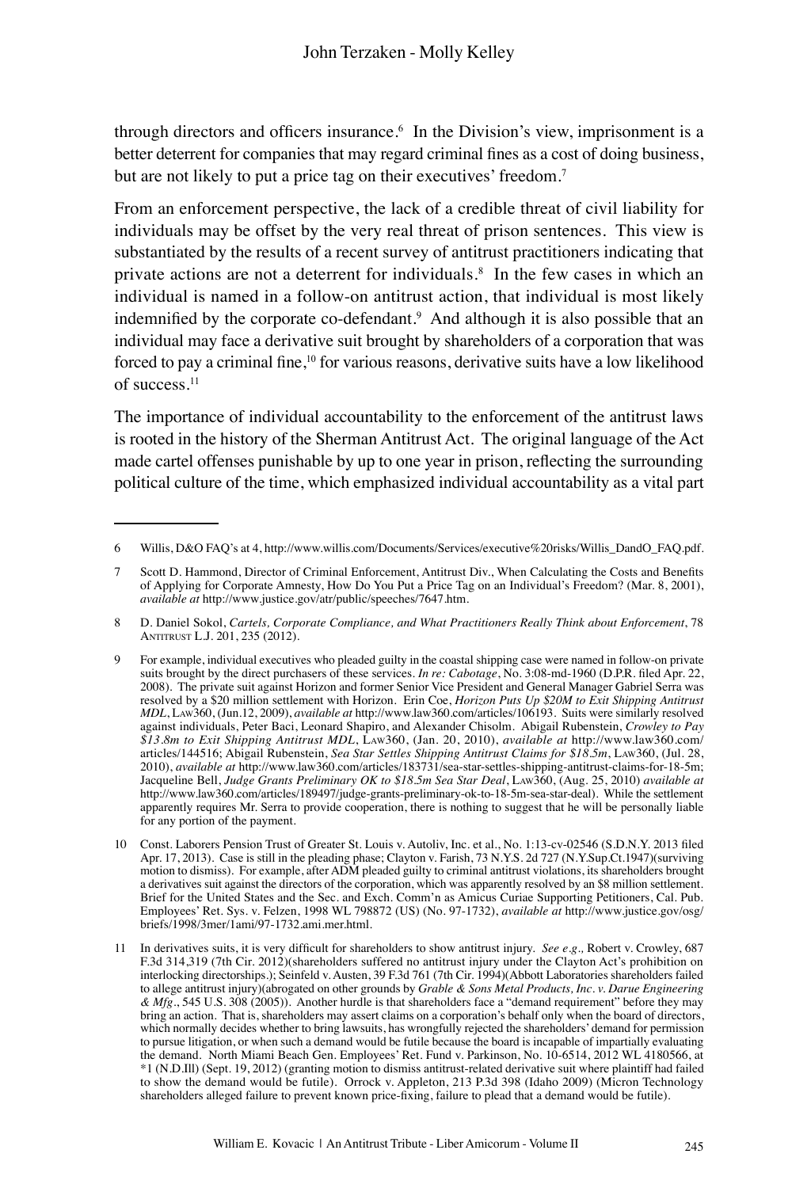through directors and officers insurance.[6] In the Division's view, imprisonment is a better deterrent for companies that may regard criminal fines as a cost of doing business, but are not likely to put a price tag on their executives' freedom.[7]

From an enforcement perspective, the lack of a credible threat of civil liability for individuals may be offset by the very real threat of prison sentences. This view is substantiated by the results of a recent survey of antitrust practitioners indicating that private actions are not a deterrent for individuals.[8] In the few cases in which an individual is named in a follow-on antitrust action, that individual is most likely indemnified by the corporate co-defendant.[9] And although it is also possible that an individual may face a derivative suit brought by shareholders of a corporation that was forced to pay a criminal fine,[10] for various reasons, derivative suits have a low likelihood of success.[11]

The importance of individual accountability to the enforcement of the antitrust laws is rooted in the history of the Sherman Antitrust Act. The original language of the Act made cartel offenses punishable by up to one year in prison, reflecting the surrounding political culture of the time, which emphasized individual accountability as a vital part

---

6 Willis, D&O FAQ's at 4, http://www.willis.com/Documents/Services/executive%20risks/Willis_DandO_FAQ.pdf.

7 Scott D. Hammond, Director of Criminal Enforcement, Antitrust Div., When Calculating the Costs and Benefits of Applying for Corporate Amnesty, How Do You Put a Price Tag on an Individual's Freedom? (Mar. 8, 2001), *available at* http://www.justice.gov/atr/public/speeches/7647.htm.

8 D. Daniel Sokol, *Cartels, Corporate Compliance, and What Practitioners Really Think about Enforcement*, 78 Antitrust L.J. 201, 235 (2012).

9 For example, individual executives who pleaded guilty in the coastal shipping case were named in follow-on private suits brought by the direct purchasers of these services. *In re: Cabotage*, No. 3:08-md-1960 (D.P.R. filed Apr. 22, 2008). The private suit against Horizon and former Senior Vice President and General Manager Gabriel Serra was resolved by a $20 million settlement with Horizon. Erin Coe, *Horizon Puts Up $20M to Exit Shipping Antitrust MDL*, Law360, (Jun.12, 2009), *available at* http://www.law360.com/articles/106193. Suits were similarly resolved against individuals, Peter Baci, Leonard Shapiro, and Alexander Chisolm. Abigail Rubenstein, *Crowley to Pay $13.8m to Exit Shipping Antitrust MDL*, Law360, (Jan. 20, 2010), *available at* http://www.law360.com/articles/144516; Abigail Rubenstein, *Sea Star Settles Shipping Antitrust Claims for $18.5m*, Law360, (Jul. 28, 2010), *available at* http://www.law360.com/articles/183731/sea-star-settles-shipping-antitrust-claims-for-18-5m; Jacqueline Bell, *Judge Grants Preliminary OK to $18.5m Sea Star Deal*, Law360, (Aug. 25, 2010) *available at* http://www.law360.com/articles/189497/judge-grants-preliminary-ok-to-18-5m-sea-star-deal). While the settlement apparently requires Mr. Serra to provide cooperation, there is nothing to suggest that he will be personally liable for any portion of the payment.

10 Const. Laborers Pension Trust of Greater St. Louis v. Autoliv, Inc. et al., No. 1:13-cv-02546 (S.D.N.Y. 2013 filed Apr. 17, 2013). Case is still in the pleading phase; Clayton v. Farish, 73 N.Y.S. 2d 727 (N.Y.Sup.Ct.1947)(surviving motion to dismiss). For example, after ADM pleaded guilty to criminal antitrust violations, its shareholders brought a derivatives suit against the directors of the corporation, which was apparently resolved by an $8 million settlement. Brief for the United States and the Sec. and Exch. Comm'n as Amicus Curiae Supporting Petitioners, Cal. Pub. Employees' Ret. Sys. v. Felzen, 1998 WL 798872 (US) (No. 97-1732), *available at* http://www.justice.gov/osg/briefs/1998/3mer/1ami/97-1732.ami.mer.html.

11 In derivatives suits, it is very difficult for shareholders to show antitrust injury. *See e.g.,* Robert v. Crowley, 687 F.3d 314,319 (7th Cir. 2012)(shareholders suffered no antitrust injury under the Clayton Act's prohibition on interlocking directorships.); Seinfeld v. Austen, 39 F.3d 761 (7th Cir. 1994)(Abbott Laboratories shareholders failed to allege antitrust injury)(abrogated on other grounds by *Grable & Sons Metal Products, Inc. v. Darue Engineering & Mfg.*, 545 U.S. 308 (2005)). Another hurdle is that shareholders face a "demand requirement" before they may bring an action. That is, shareholders may assert claims on a corporation's behalf only when the board of directors, which normally decides whether to bring lawsuits, has wrongfully rejected the shareholders' demand for permission to pursue litigation, or when such a demand would be futile because the board is incapable of impartially evaluating the demand. North Miami Beach Gen. Employees' Ret. Fund v. Parkinson, No. 10-6514, 2012 WL 4180566, at *1 (N.D.Ill) (Sept. 19, 2012) (granting motion to dismiss antitrust-related derivative suit where plaintiff had failed to show the demand would be futile). Orrock v. Appleton, 213 P.3d 398 (Idaho 2009) (Micron Technology shareholders alleged failure to prevent known price-fixing, failure to plead that a demand would be futile).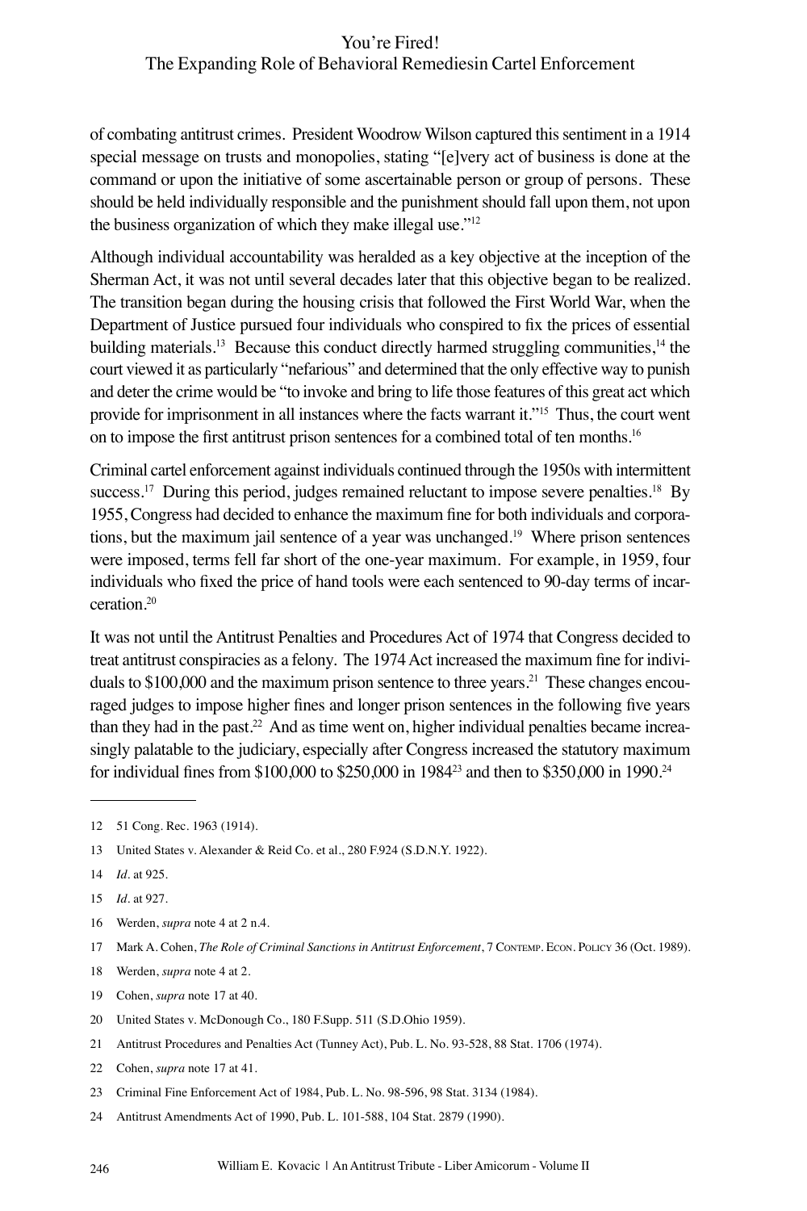of combating antitrust crimes. President Woodrow Wilson captured this sentiment in a 1914 special message on trusts and monopolies, stating "[e]very act of business is done at the command or upon the initiative of some ascertainable person or group of persons. These should be held individually responsible and the punishment should fall upon them, not upon the business organization of which they make illegal use."[12]

Although individual accountability was heralded as a key objective at the inception of the Sherman Act, it was not until several decades later that this objective began to be realized. The transition began during the housing crisis that followed the First World War, when the Department of Justice pursued four individuals who conspired to fix the prices of essential building materials.[13] Because this conduct directly harmed struggling communities,[14] the court viewed it as particularly "nefarious" and determined that the only effective way to punish and deter the crime would be "to invoke and bring to life those features of this great act which provide for imprisonment in all instances where the facts warrant it."[15] Thus, the court went on to impose the first antitrust prison sentences for a combined total of ten months.[16]

Criminal cartel enforcement against individuals continued through the 1950s with intermittent success.[17] During this period, judges remained reluctant to impose severe penalties.[18] By 1955, Congress had decided to enhance the maximum fine for both individuals and corporations, but the maximum jail sentence of a year was unchanged.[19] Where prison sentences were imposed, terms fell far short of the one-year maximum. For example, in 1959, four individuals who fixed the price of hand tools were each sentenced to 90-day terms of incarceration.[20]

It was not until the Antitrust Penalties and Procedures Act of 1974 that Congress decided to treat antitrust conspiracies as a felony. The 1974 Act increased the maximum fine for individuals to $100,000 and the maximum prison sentence to three years.[21] These changes encouraged judges to impose higher fines and longer prison sentences in the following five years than they had in the past.[22] And as time went on, higher individual penalties became increasingly palatable to the judiciary, especially after Congress increased the statutory maximum for individual fines from $100,000 to $250,000 in 1984[23] and then to $350,000 in 1990.[24]

---

12 51 Cong. Rec. 1963 (1914).

13 United States v. Alexander & Reid Co. et al., 280 F.924 (S.D.N.Y. 1922).

14 *Id*. at 925.

15 *Id*. at 927.

16 Werden, *supra* note 4 at 2 n.4.

17 Mark A. Cohen, *The Role of Criminal Sanctions in Antitrust Enforcement*, 7 Contemp. Econ. Policy 36 (Oct. 1989).

18 Werden, *supra* note 4 at 2.

19 Cohen, *supra* note 17 at 40.

20 United States v. McDonough Co., 180 F.Supp. 511 (S.D.Ohio 1959).

21 Antitrust Procedures and Penalties Act (Tunney Act), Pub. L. No. 93-528, 88 Stat. 1706 (1974).

22 Cohen, *supra* note 17 at 41.

23 Criminal Fine Enforcement Act of 1984, Pub. L. No. 98-596, 98 Stat. 3134 (1984).

24 Antitrust Amendments Act of 1990, Pub. L. 101-588, 104 Stat. 2879 (1990).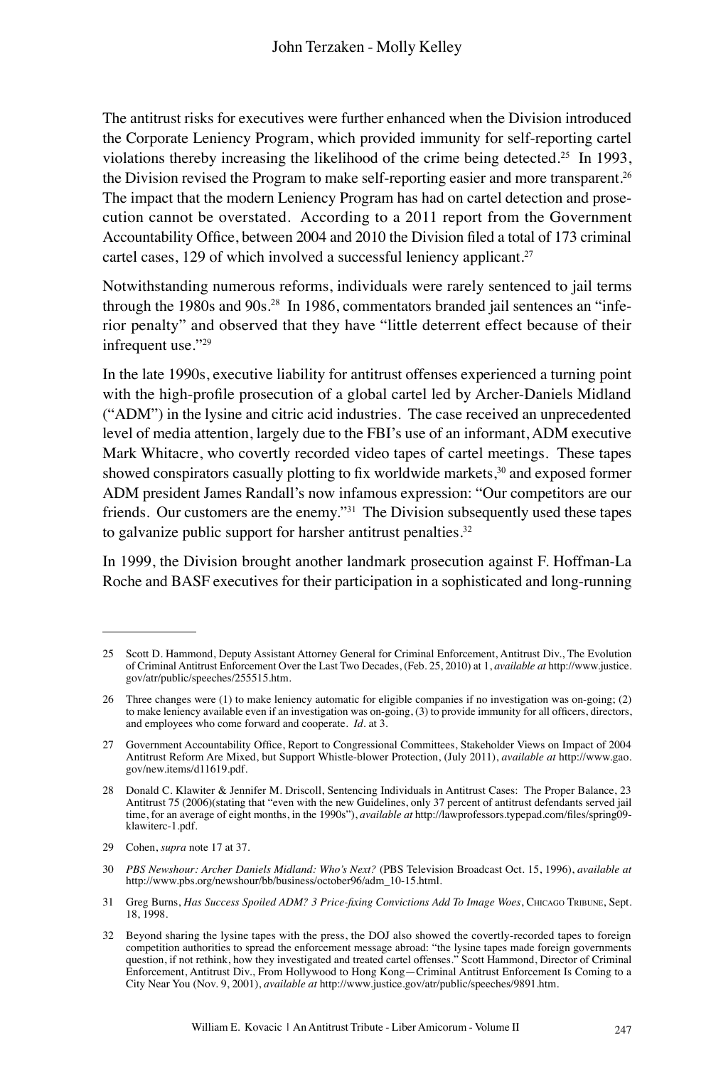The antitrust risks for executives were further enhanced when the Division introduced the Corporate Leniency Program, which provided immunity for self-reporting cartel violations thereby increasing the likelihood of the crime being detected.[25] In 1993, the Division revised the Program to make self-reporting easier and more transparent.[26] The impact that the modern Leniency Program has had on cartel detection and prosecution cannot be overstated. According to a 2011 report from the Government Accountability Office, between 2004 and 2010 the Division filed a total of 173 criminal cartel cases, 129 of which involved a successful leniency applicant.[27]

Notwithstanding numerous reforms, individuals were rarely sentenced to jail terms through the 1980s and 90s.[28] In 1986, commentators branded jail sentences an "inferior penalty" and observed that they have "little deterrent effect because of their infrequent use."[29]

In the late 1990s, executive liability for antitrust offenses experienced a turning point with the high-profile prosecution of a global cartel led by Archer-Daniels Midland ("ADM") in the lysine and citric acid industries. The case received an unprecedented level of media attention, largely due to the FBI's use of an informant, ADM executive Mark Whitacre, who covertly recorded video tapes of cartel meetings. These tapes showed conspirators casually plotting to fix worldwide markets,[30] and exposed former ADM president James Randall's now infamous expression: "Our competitors are our friends. Our customers are the enemy."[31] The Division subsequently used these tapes to galvanize public support for harsher antitrust penalties.[32]

In 1999, the Division brought another landmark prosecution against F. Hoffman-La Roche and BASF executives for their participation in a sophisticated and long-running

---

25 Scott D. Hammond, Deputy Assistant Attorney General for Criminal Enforcement, Antitrust Div., The Evolution of Criminal Antitrust Enforcement Over the Last Two Decades, (Feb. 25, 2010) at 1, *available at* http://www.justice.gov/atr/public/speeches/255515.htm.

26 Three changes were (1) to make leniency automatic for eligible companies if no investigation was on-going; (2) to make leniency available even if an investigation was on-going, (3) to provide immunity for all officers, directors, and employees who come forward and cooperate. *Id.* at 3.

27 Government Accountability Office, Report to Congressional Committees, Stakeholder Views on Impact of 2004 Antitrust Reform Are Mixed, but Support Whistle-blower Protection, (July 2011), *available at* http://www.gao.gov/new.items/d11619.pdf.

28 Donald C. Klawiter & Jennifer M. Driscoll, Sentencing Individuals in Antitrust Cases: The Proper Balance, 23 Antitrust 75 (2006)(stating that "even with the new Guidelines, only 37 percent of antitrust defendants served jail time, for an average of eight months, in the 1990s"), *available at* http://lawprofessors.typepad.com/files/spring09-klawiterc-1.pdf.

29 Cohen, *supra* note 17 at 37.

30 *PBS Newshour: Archer Daniels Midland: Who's Next?* (PBS Television Broadcast Oct. 15, 1996), *available at* http://www.pbs.org/newshour/bb/business/october96/adm_10-15.html.

31 Greg Burns, *Has Success Spoiled ADM? 3 Price-fixing Convictions Add To Image Woes*, Chicago Tribune, Sept. 18, 1998.

32 Beyond sharing the lysine tapes with the press, the DOJ also showed the covertly-recorded tapes to foreign competition authorities to spread the enforcement message abroad: "the lysine tapes made foreign governments question, if not rethink, how they investigated and treated cartel offenses." Scott Hammond, Director of Criminal Enforcement, Antitrust Div., From Hollywood to Hong Kong—Criminal Antitrust Enforcement Is Coming to a City Near You (Nov. 9, 2001), *available at* http://www.justice.gov/atr/public/speeches/9891.htm.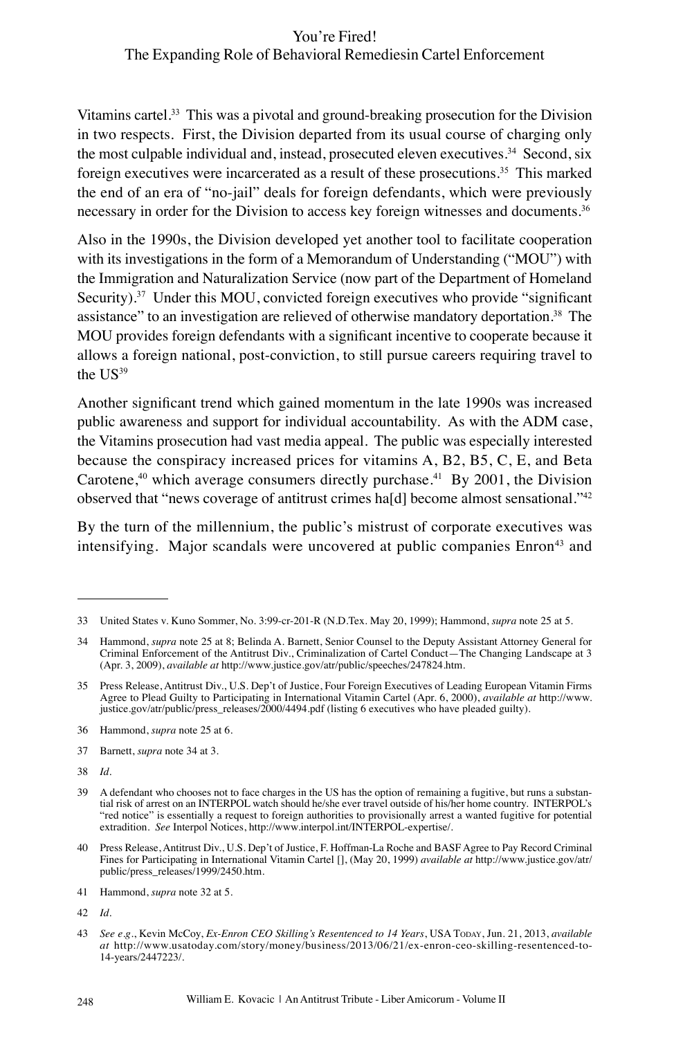Vitamins cartel.[33] This was a pivotal and ground-breaking prosecution for the Division in two respects. First, the Division departed from its usual course of charging only the most culpable individual and, instead, prosecuted eleven executives.[34] Second, six foreign executives were incarcerated as a result of these prosecutions.[35] This marked the end of an era of "no-jail" deals for foreign defendants, which were previously necessary in order for the Division to access key foreign witnesses and documents.[36]

Also in the 1990s, the Division developed yet another tool to facilitate cooperation with its investigations in the form of a Memorandum of Understanding ("MOU") with the Immigration and Naturalization Service (now part of the Department of Homeland Security).[37] Under this MOU, convicted foreign executives who provide "significant assistance" to an investigation are relieved of otherwise mandatory deportation.[38] The MOU provides foreign defendants with a significant incentive to cooperate because it allows a foreign national, post-conviction, to still pursue careers requiring travel to the US[39]

Another significant trend which gained momentum in the late 1990s was increased public awareness and support for individual accountability. As with the ADM case, the Vitamins prosecution had vast media appeal. The public was especially interested because the conspiracy increased prices for vitamins A, B2, B5, C, E, and Beta Carotene,[40] which average consumers directly purchase.[41] By 2001, the Division observed that "news coverage of antitrust crimes ha[d] become almost sensational."[42]

By the turn of the millennium, the public's mistrust of corporate executives was intensifying. Major scandals were uncovered at public companies Enron[43] and

---

33 United States v. Kuno Sommer, No. 3:99-cr-201-R (N.D.Tex. May 20, 1999); Hammond, *supra* note 25 at 5.

34 Hammond, *supra* note 25 at 8; Belinda A. Barnett, Senior Counsel to the Deputy Assistant Attorney General for Criminal Enforcement of the Antitrust Div., Criminalization of Cartel Conduct—The Changing Landscape at 3 (Apr. 3, 2009), *available at* http://www.justice.gov/atr/public/speeches/247824.htm.

35 Press Release, Antitrust Div., U.S. Dep't of Justice, Four Foreign Executives of Leading European Vitamin Firms Agree to Plead Guilty to Participating in International Vitamin Cartel (Apr. 6, 2000), *available at* http://www.justice.gov/atr/public/press_releases/2000/4494.pdf (listing 6 executives who have pleaded guilty).

36 Hammond, *supra* note 25 at 6.

37 Barnett, *supra* note 34 at 3.

38 *Id*.

39 A defendant who chooses not to face charges in the US has the option of remaining a fugitive, but runs a substantial risk of arrest on an INTERPOL watch should he/she ever travel outside of his/her home country. INTERPOL's "red notice" is essentially a request to foreign authorities to provisionally arrest a wanted fugitive for potential extradition. *See* Interpol Notices, http://www.interpol.int/INTERPOL-expertise/.

40 Press Release, Antitrust Div., U.S. Dep't of Justice, F. Hoffman-La Roche and BASF Agree to Pay Record Criminal Fines for Participating in International Vitamin Cartel [], (May 20, 1999) *available at* http://www.justice.gov/atr/public/press_releases/1999/2450.htm.

41 Hammond, *supra* note 32 at 5.

42 *Id*.

43 *See e.g.*, Kevin McCoy, *Ex-Enron CEO Skilling's Resentenced to 14 Years*, USA Today, Jun. 21, 2013, *available at* http://www.usatoday.com/story/money/business/2013/06/21/ex-enron-ceo-skilling-resentenced-to-14-years/2447223/.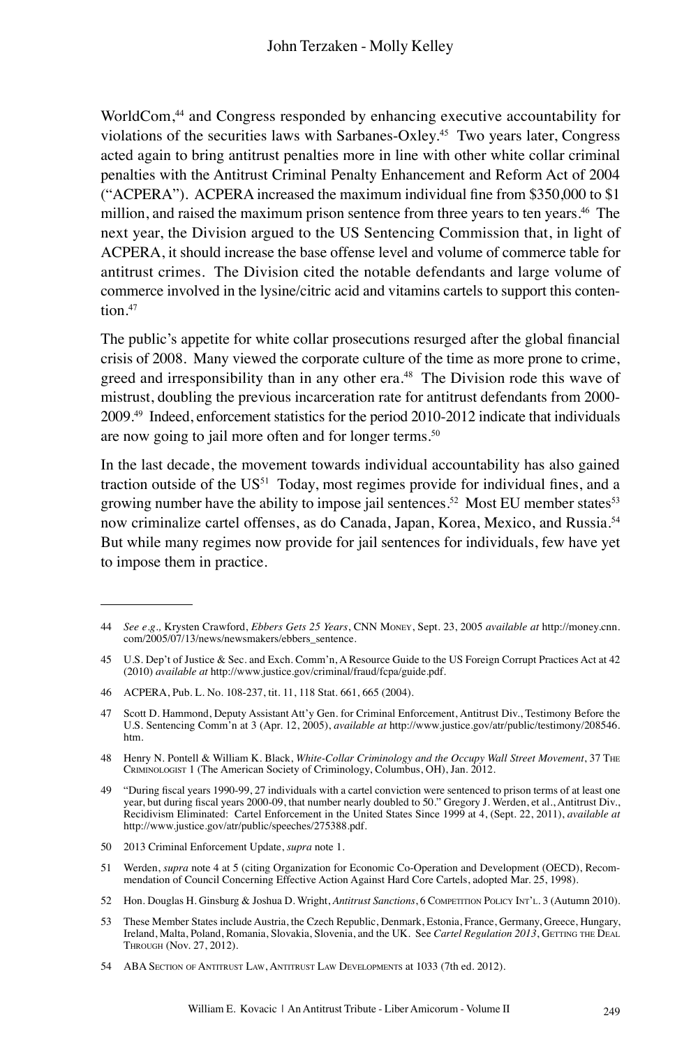WorldCom,[44] and Congress responded by enhancing executive accountability for violations of the securities laws with Sarbanes-Oxley.[45] Two years later, Congress acted again to bring antitrust penalties more in line with other white collar criminal penalties with the Antitrust Criminal Penalty Enhancement and Reform Act of 2004 ("ACPERA"). ACPERA increased the maximum individual fine from $350,000 to $1 million, and raised the maximum prison sentence from three years to ten years.[46] The next year, the Division argued to the US Sentencing Commission that, in light of ACPERA, it should increase the base offense level and volume of commerce table for antitrust crimes. The Division cited the notable defendants and large volume of commerce involved in the lysine/citric acid and vitamins cartels to support this contention.[47]

The public's appetite for white collar prosecutions resurged after the global financial crisis of 2008. Many viewed the corporate culture of the time as more prone to crime, greed and irresponsibility than in any other era.[48] The Division rode this wave of mistrust, doubling the previous incarceration rate for antitrust defendants from 2000-2009.[49] Indeed, enforcement statistics for the period 2010-2012 indicate that individuals are now going to jail more often and for longer terms.[50]

In the last decade, the movement towards individual accountability has also gained traction outside of the US[51] Today, most regimes provide for individual fines, and a growing number have the ability to impose jail sentences.[52] Most EU member states[53] now criminalize cartel offenses, as do Canada, Japan, Korea, Mexico, and Russia.[54] But while many regimes now provide for jail sentences for individuals, few have yet to impose them in practice.

---

44 *See e.g.,* Krysten Crawford, *Ebbers Gets 25 Years*, CNN Money, Sept. 23, 2005 *available at* http://money.cnn.com/2005/07/13/news/newsmakers/ebbers_sentence.

45 U.S. Dep't of Justice & Sec. and Exch. Comm'n, A Resource Guide to the US Foreign Corrupt Practices Act at 42 (2010) *available at* http://www.justice.gov/criminal/fraud/fcpa/guide.pdf.

46 ACPERA, Pub. L. No. 108-237, tit. 11, 118 Stat. 661, 665 (2004).

47 Scott D. Hammond, Deputy Assistant Att'y Gen. for Criminal Enforcement, Antitrust Div., Testimony Before the U.S. Sentencing Comm'n at 3 (Apr. 12, 2005), *available at* http://www.justice.gov/atr/public/testimony/208546.htm.

48 Henry N. Pontell & William K. Black, *White-Collar Criminology and the Occupy Wall Street Movement*, 37 The Criminologist 1 (The American Society of Criminology, Columbus, OH), Jan. 2012.

49 "During fiscal years 1990-99, 27 individuals with a cartel conviction were sentenced to prison terms of at least one year, but during fiscal years 2000-09, that number nearly doubled to 50." Gregory J. Werden, et al., Antitrust Div., Recidivism Eliminated: Cartel Enforcement in the United States Since 1999 at 4, (Sept. 22, 2011), *available at* http://www.justice.gov/atr/public/speeches/275388.pdf.

50 2013 Criminal Enforcement Update, *supra* note 1.

51 Werden, *supra* note 4 at 5 (citing Organization for Economic Co-Operation and Development (OECD), Recommendation of Council Concerning Effective Action Against Hard Core Cartels, adopted Mar. 25, 1998).

52 Hon. Douglas H. Ginsburg & Joshua D. Wright, *Antitrust Sanctions*, 6 Competition Policy Int'l. 3 (Autumn 2010).

53 These Member States include Austria, the Czech Republic, Denmark, Estonia, France, Germany, Greece, Hungary, Ireland, Malta, Poland, Romania, Slovakia, Slovenia, and the UK. See *Cartel Regulation 2013*, Getting the Deal Through (Nov. 27, 2012).

54 ABA Section of Antitrust Law, Antitrust Law Developments at 1033 (7th ed. 2012).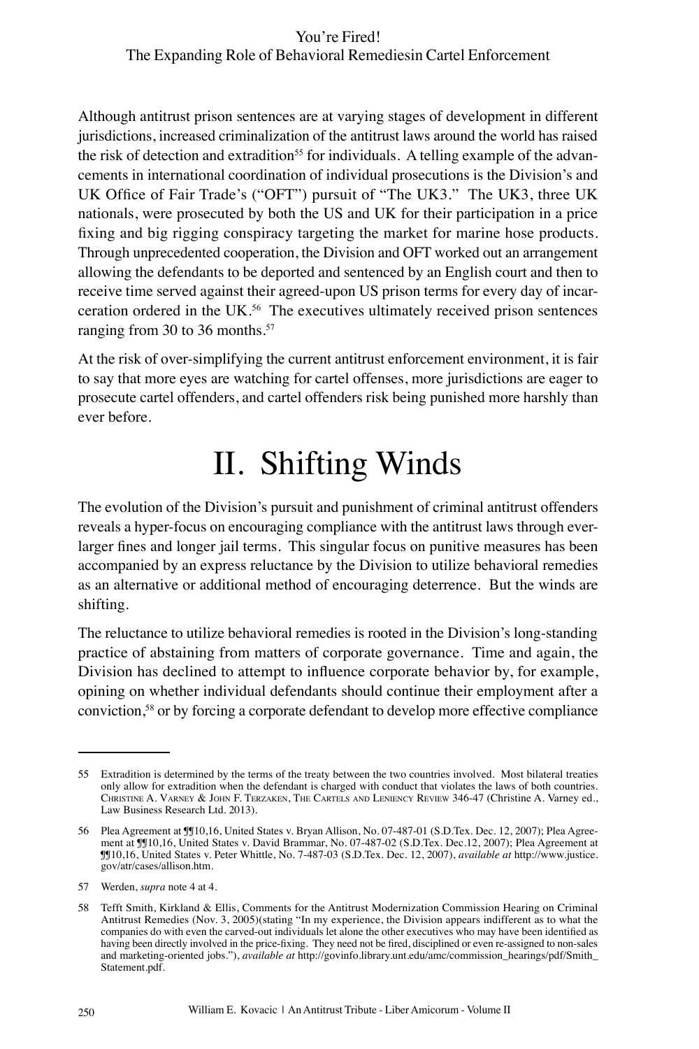Although antitrust prison sentences are at varying stages of development in different jurisdictions, increased criminalization of the antitrust laws around the world has raised the risk of detection and extradition[55] for individuals. A telling example of the advancements in international coordination of individual prosecutions is the Division's and UK Office of Fair Trade's ("OFT") pursuit of "The UK3." The UK3, three UK nationals, were prosecuted by both the US and UK for their participation in a price fixing and big rigging conspiracy targeting the market for marine hose products. Through unprecedented cooperation, the Division and OFT worked out an arrangement allowing the defendants to be deported and sentenced by an English court and then to receive time served against their agreed-upon US prison terms for every day of incarceration ordered in the UK.[56] The executives ultimately received prison sentences ranging from 30 to 36 months.[57]

At the risk of over-simplifying the current antitrust enforcement environment, it is fair to say that more eyes are watching for cartel offenses, more jurisdictions are eager to prosecute cartel offenders, and cartel offenders risk being punished more harshly than ever before.

# II. Shifting Winds

The evolution of the Division's pursuit and punishment of criminal antitrust offenders reveals a hyper-focus on encouraging compliance with the antitrust laws through ever-larger fines and longer jail terms. This singular focus on punitive measures has been accompanied by an express reluctance by the Division to utilize behavioral remedies as an alternative or additional method of encouraging deterrence. But the winds are shifting.

The reluctance to utilize behavioral remedies is rooted in the Division's long-standing practice of abstaining from matters of corporate governance. Time and again, the Division has declined to attempt to influence corporate behavior by, for example, opining on whether individual defendants should continue their employment after a conviction,[58] or by forcing a corporate defendant to develop more effective compliance

---

55 Extradition is determined by the terms of the treaty between the two countries involved. Most bilateral treaties only allow for extradition when the defendant is charged with conduct that violates the laws of both countries. Christine A. Varney & John F. Terzaken, The Cartels and Leniency Review 346-47 (Christine A. Varney ed., Law Business Research Ltd. 2013).

56 Plea Agreement at ¶¶10,16, United States v. Bryan Allison, No. 07-487-01 (S.D.Tex. Dec. 12, 2007); Plea Agreement at ¶¶10,16, United States v. David Brammar, No. 07-487-02 (S.D.Tex. Dec.12, 2007); Plea Agreement at ¶¶10,16, United States v. Peter Whittle, No. 7-487-03 (S.D.Tex. Dec. 12, 2007), *available at* http://www.justice.gov/atr/cases/allison.htm.

57 Werden, *supra* note 4 at 4.

58 Tefft Smith, Kirkland & Ellis, Comments for the Antitrust Modernization Commission Hearing on Criminal Antitrust Remedies (Nov. 3, 2005)(stating "In my experience, the Division appears indifferent as to what the companies do with even the carved-out individuals let alone the other executives who may have been identified as having been directly involved in the price-fixing. They need not be fired, disciplined or even re-assigned to non-sales and marketing-oriented jobs."), *available at* http://govinfo.library.unt.edu/amc/commission_hearings/pdf/Smith_Statement.pdf.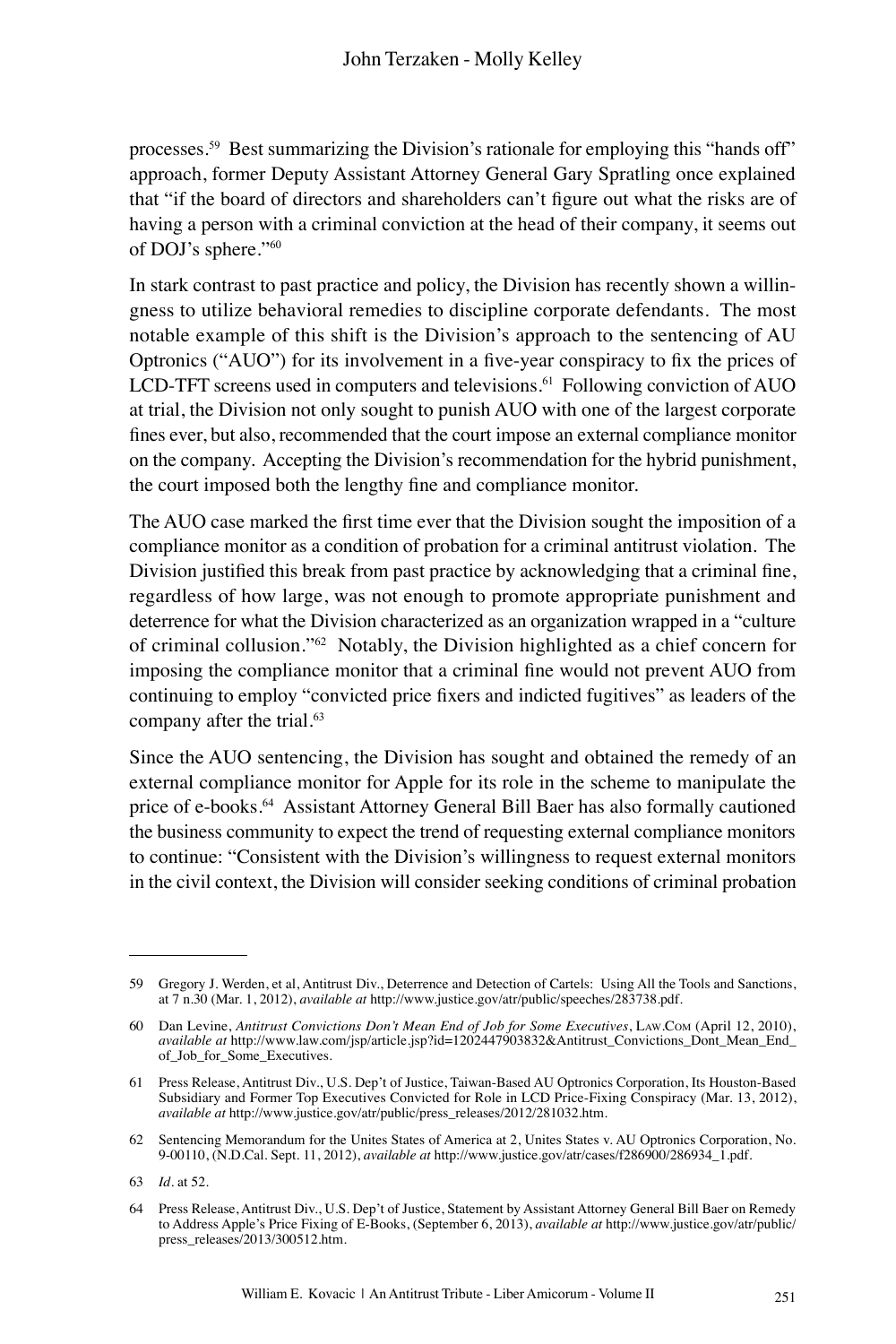processes.[59] Best summarizing the Division's rationale for employing this "hands off" approach, former Deputy Assistant Attorney General Gary Spratling once explained that "if the board of directors and shareholders can't figure out what the risks are of having a person with a criminal conviction at the head of their company, it seems out of DOJ's sphere."[60]

In stark contrast to past practice and policy, the Division has recently shown a willingness to utilize behavioral remedies to discipline corporate defendants. The most notable example of this shift is the Division's approach to the sentencing of AU Optronics ("AUO") for its involvement in a five-year conspiracy to fix the prices of LCD-TFT screens used in computers and televisions.[61] Following conviction of AUO at trial, the Division not only sought to punish AUO with one of the largest corporate fines ever, but also, recommended that the court impose an external compliance monitor on the company. Accepting the Division's recommendation for the hybrid punishment, the court imposed both the lengthy fine and compliance monitor.

The AUO case marked the first time ever that the Division sought the imposition of a compliance monitor as a condition of probation for a criminal antitrust violation. The Division justified this break from past practice by acknowledging that a criminal fine, regardless of how large, was not enough to promote appropriate punishment and deterrence for what the Division characterized as an organization wrapped in a "culture of criminal collusion."[62] Notably, the Division highlighted as a chief concern for imposing the compliance monitor that a criminal fine would not prevent AUO from continuing to employ "convicted price fixers and indicted fugitives" as leaders of the company after the trial.[63]

Since the AUO sentencing, the Division has sought and obtained the remedy of an external compliance monitor for Apple for its role in the scheme to manipulate the price of e-books.[64] Assistant Attorney General Bill Baer has also formally cautioned the business community to expect the trend of requesting external compliance monitors to continue: "Consistent with the Division's willingness to request external monitors in the civil context, the Division will consider seeking conditions of criminal probation

---

59 Gregory J. Werden, et al, Antitrust Div., Deterrence and Detection of Cartels: Using All the Tools and Sanctions, at 7 n.30 (Mar. 1, 2012), *available at* http://www.justice.gov/atr/public/speeches/283738.pdf.

60 Dan Levine, *Antitrust Convictions Don't Mean End of Job for Some Executives*, Law.Com (April 12, 2010), *available at* http://www.law.com/jsp/article.jsp?id=1202447903832&Antitrust_Convictions_Dont_Mean_End_of_Job_for_Some_Executives.

61 Press Release, Antitrust Div., U.S. Dep't of Justice, Taiwan-Based AU Optronics Corporation, Its Houston-Based Subsidiary and Former Top Executives Convicted for Role in LCD Price-Fixing Conspiracy (Mar. 13, 2012), *available at* http://www.justice.gov/atr/public/press_releases/2012/281032.htm.

62 Sentencing Memorandum for the Unites States of America at 2, Unites States v. AU Optronics Corporation, No. 9-00110, (N.D.Cal. Sept. 11, 2012), *available at* http://www.justice.gov/atr/cases/f286900/286934_1.pdf.

63 *Id*. at 52.

64 Press Release, Antitrust Div., U.S. Dep't of Justice, Statement by Assistant Attorney General Bill Baer on Remedy to Address Apple's Price Fixing of E-Books, (September 6, 2013), *available at* http://www.justice.gov/atr/public/press_releases/2013/300512.htm.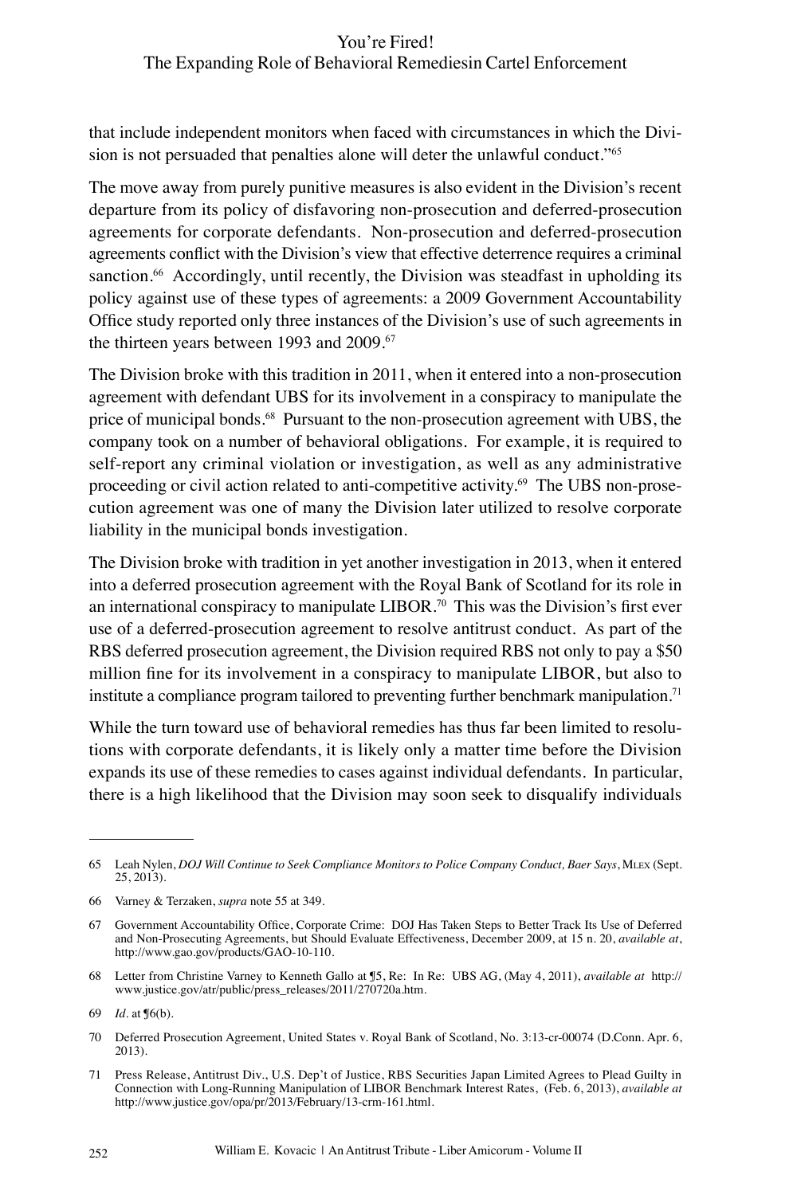that include independent monitors when faced with circumstances in which the Division is not persuaded that penalties alone will deter the unlawful conduct."[65]

The move away from purely punitive measures is also evident in the Division's recent departure from its policy of disfavoring non-prosecution and deferred-prosecution agreements for corporate defendants. Non-prosecution and deferred-prosecution agreements conflict with the Division's view that effective deterrence requires a criminal sanction.[66] Accordingly, until recently, the Division was steadfast in upholding its policy against use of these types of agreements: a 2009 Government Accountability Office study reported only three instances of the Division's use of such agreements in the thirteen years between 1993 and 2009.[67]

The Division broke with this tradition in 2011, when it entered into a non-prosecution agreement with defendant UBS for its involvement in a conspiracy to manipulate the price of municipal bonds.[68] Pursuant to the non-prosecution agreement with UBS, the company took on a number of behavioral obligations. For example, it is required to self-report any criminal violation or investigation, as well as any administrative proceeding or civil action related to anti-competitive activity.[69] The UBS non-prosecution agreement was one of many the Division later utilized to resolve corporate liability in the municipal bonds investigation.

The Division broke with tradition in yet another investigation in 2013, when it entered into a deferred prosecution agreement with the Royal Bank of Scotland for its role in an international conspiracy to manipulate LIBOR.[70] This was the Division's first ever use of a deferred-prosecution agreement to resolve antitrust conduct. As part of the RBS deferred prosecution agreement, the Division required RBS not only to pay a $50 million fine for its involvement in a conspiracy to manipulate LIBOR, but also to institute a compliance program tailored to preventing further benchmark manipulation.[71]

While the turn toward use of behavioral remedies has thus far been limited to resolutions with corporate defendants, it is likely only a matter time before the Division expands its use of these remedies to cases against individual defendants. In particular, there is a high likelihood that the Division may soon seek to disqualify individuals

---

65 Leah Nylen, *DOJ Will Continue to Seek Compliance Monitors to Police Company Conduct, Baer Says*, MLEX (Sept. 25, 2013).

66 Varney & Terzaken, *supra* note 55 at 349.

67 Government Accountability Office, Corporate Crime: DOJ Has Taken Steps to Better Track Its Use of Deferred and Non-Prosecuting Agreements, but Should Evaluate Effectiveness, December 2009, at 15 n. 20, *available at*, http://www.gao.gov/products/GAO-10-110.

68 Letter from Christine Varney to Kenneth Gallo at ¶5, Re: In Re: UBS AG, (May 4, 2011), *available at* http://www.justice.gov/atr/public/press_releases/2011/270720a.htm.

69 *Id*. at ¶6(b).

70 Deferred Prosecution Agreement, United States v. Royal Bank of Scotland, No. 3:13-cr-00074 (D.Conn. Apr. 6, 2013).

71 Press Release, Antitrust Div., U.S. Dep't of Justice, RBS Securities Japan Limited Agrees to Plead Guilty in Connection with Long-Running Manipulation of LIBOR Benchmark Interest Rates, (Feb. 6, 2013), *available at* http://www.justice.gov/opa/pr/2013/February/13-crm-161.html.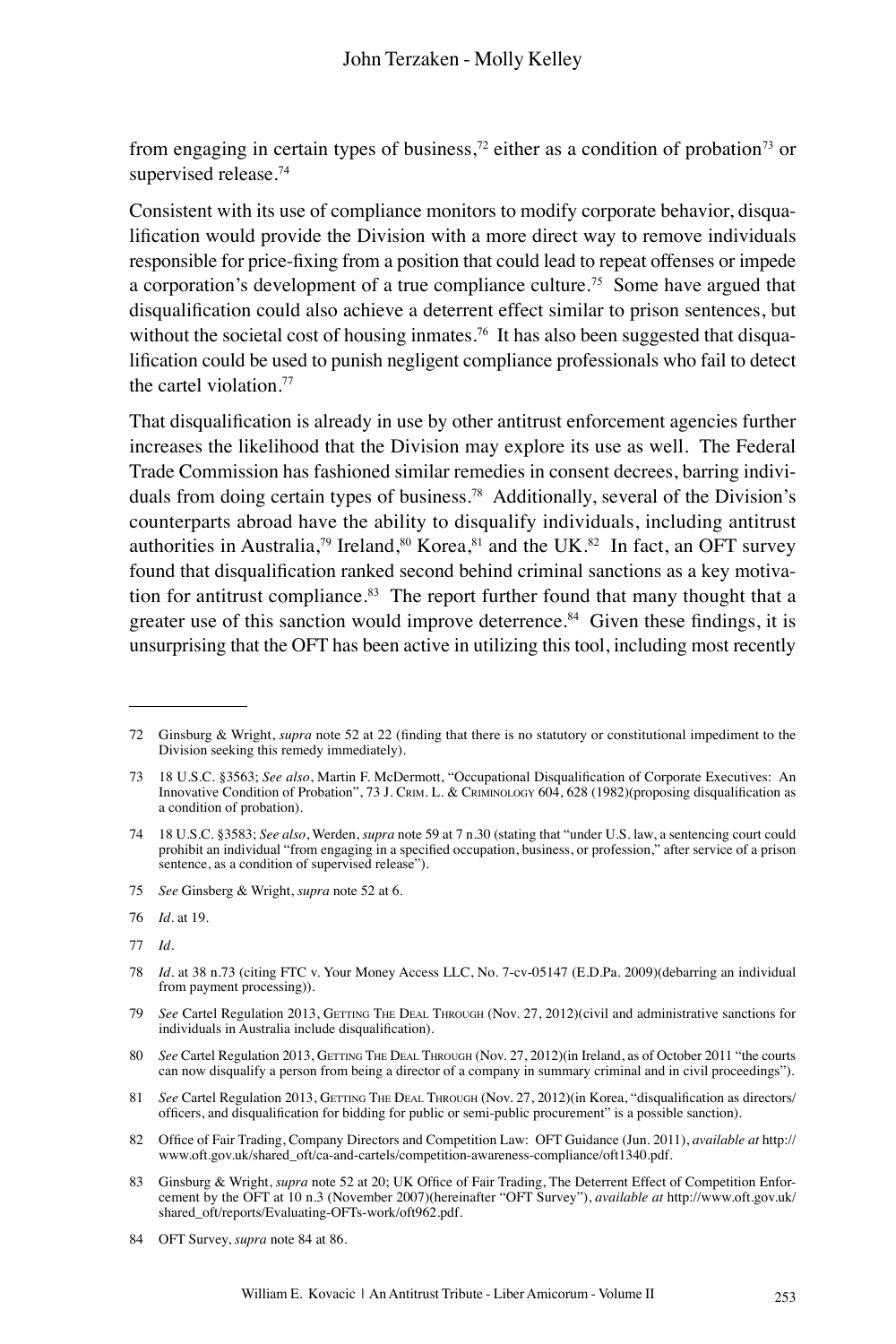from engaging in certain types of business,[72] either as a condition of probation[73] or supervised release.[74]

Consistent with its use of compliance monitors to modify corporate behavior, disqualification would provide the Division with a more direct way to remove individuals responsible for price-fixing from a position that could lead to repeat offenses or impede a corporation's development of a true compliance culture.[75] Some have argued that disqualification could also achieve a deterrent effect similar to prison sentences, but without the societal cost of housing inmates.[76] It has also been suggested that disqualification could be used to punish negligent compliance professionals who fail to detect the cartel violation.[77]

That disqualification is already in use by other antitrust enforcement agencies further increases the likelihood that the Division may explore its use as well. The Federal Trade Commission has fashioned similar remedies in consent decrees, barring individuals from doing certain types of business.[78] Additionally, several of the Division's counterparts abroad have the ability to disqualify individuals, including antitrust authorities in Australia,[79] Ireland,[80] Korea,[81] and the UK.[82] In fact, an OFT survey found that disqualification ranked second behind criminal sanctions as a key motivation for antitrust compliance.[83] The report further found that many thought that a greater use of this sanction would improve deterrence.[84] Given these findings, it is unsurprising that the OFT has been active in utilizing this tool, including most recently

---

72 Ginsburg & Wright, *supra* note 52 at 22 (finding that there is no statutory or constitutional impediment to the Division seeking this remedy immediately).

73 18 U.S.C. §3563; *See also*, Martin F. McDermott, "Occupational Disqualification of Corporate Executives: An Innovative Condition of Probation", 73 J. Crim. L. & Criminology 604, 628 (1982)(proposing disqualification as a condition of probation).

74 18 U.S.C. §3583; *See also*, Werden, *supra* note 59 at 7 n.30 (stating that "under U.S. law, a sentencing court could prohibit an individual "from engaging in a specified occupation, business, or profession," after service of a prison sentence, as a condition of supervised release").

75 *See* Ginsberg & Wright, *supra* note 52 at 6.

76 *Id*. at 19.

77 *Id*.

78 *Id*. at 38 n.73 (citing FTC v. Your Money Access LLC, No. 7-cv-05147 (E.D.Pa. 2009)(debarring an individual from payment processing)).

79 *See* Cartel Regulation 2013, Getting The Deal Through (Nov. 27, 2012)(civil and administrative sanctions for individuals in Australia include disqualification).

80 *See* Cartel Regulation 2013, Getting The Deal Through (Nov. 27, 2012)(in Ireland, as of October 2011 "the courts can now disqualify a person from being a director of a company in summary criminal and in civil proceedings").

81 *See* Cartel Regulation 2013, Getting The Deal Through (Nov. 27, 2012)(in Korea, "disqualification as directors/officers, and disqualification for bidding for public or semi-public procurement" is a possible sanction).

82 Office of Fair Trading, Company Directors and Competition Law: OFT Guidance (Jun. 2011), *available at* http://www.oft.gov.uk/shared_oft/ca-and-cartels/competition-awareness-compliance/oft1340.pdf.

83 Ginsburg & Wright, *supra* note 52 at 20; UK Office of Fair Trading, The Deterrent Effect of Competition Enforcement by the OFT at 10 n.3 (November 2007)(hereinafter "OFT Survey"), *available at* http://www.oft.gov.uk/shared_oft/reports/Evaluating-OFTs-work/oft962.pdf.

84 OFT Survey, *supra* note 84 at 86.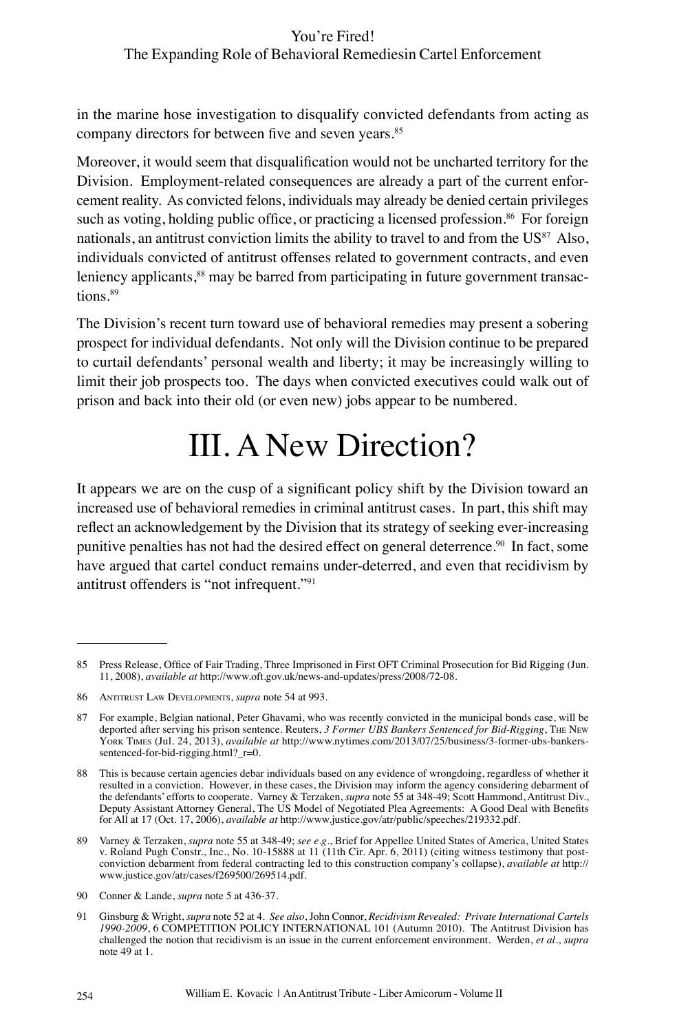in the marine hose investigation to disqualify convicted defendants from acting as company directors for between five and seven years.[85]

Moreover, it would seem that disqualification would not be uncharted territory for the Division. Employment-related consequences are already a part of the current enforcement reality. As convicted felons, individuals may already be denied certain privileges such as voting, holding public office, or practicing a licensed profession.[86] For foreign nationals, an antitrust conviction limits the ability to travel to and from the US[87] Also, individuals convicted of antitrust offenses related to government contracts, and even leniency applicants,[88] may be barred from participating in future government transactions.[89]

The Division's recent turn toward use of behavioral remedies may present a sobering prospect for individual defendants. Not only will the Division continue to be prepared to curtail defendants' personal wealth and liberty; it may be increasingly willing to limit their job prospects too. The days when convicted executives could walk out of prison and back into their old (or even new) jobs appear to be numbered.

# III. A New Direction?

It appears we are on the cusp of a significant policy shift by the Division toward an increased use of behavioral remedies in criminal antitrust cases. In part, this shift may reflect an acknowledgement by the Division that its strategy of seeking ever-increasing punitive penalties has not had the desired effect on general deterrence.[90] In fact, some have argued that cartel conduct remains under-deterred, and even that recidivism by antitrust offenders is "not infrequent."[91]

---

85 Press Release, Office of Fair Trading, Three Imprisoned in First OFT Criminal Prosecution for Bid Rigging (Jun. 11, 2008), *available at* http://www.oft.gov.uk/news-and-updates/press/2008/72-08.

86 Antitrust Law Developments, *supra* note 54 at 993.

87 For example, Belgian national, Peter Ghavami, who was recently convicted in the municipal bonds case, will be deported after serving his prison sentence. Reuters, *3 Former UBS Bankers Sentenced for Bid-Rigging*, The New York Times (Jul. 24, 2013), *available at* http://www.nytimes.com/2013/07/25/business/3-former-ubs-bankers-sentenced-for-bid-rigging.html?_r=0.

88 This is because certain agencies debar individuals based on any evidence of wrongdoing, regardless of whether it resulted in a conviction. However, in these cases, the Division may inform the agency considering debarment of the defendants' efforts to cooperate. Varney & Terzaken, *supra* note 55 at 348-49; Scott Hammond, Antitrust Div., Deputy Assistant Attorney General, The US Model of Negotiated Plea Agreements: A Good Deal with Benefits for All at 17 (Oct. 17, 2006), *available at* http://www.justice.gov/atr/public/speeches/219332.pdf.

89 Varney & Terzaken, *supra* note 55 at 348-49; *see e.g.*, Brief for Appellee United States of America, United States v. Roland Pugh Constr., Inc., No. 10-15888 at 11 (11th Cir. Apr. 6, 2011) (citing witness testimony that post-conviction debarment from federal contracting led to this construction company's collapse), *available at* http://www.justice.gov/atr/cases/f269500/269514.pdf.

90 Conner & Lande, *supra* note 5 at 436-37.

91 Ginsburg & Wright, *supra* note 52 at 4. *See also*, John Connor, *Recidivism Revealed: Private International Cartels 1990-2009*, 6 COMPETITION POLICY INTERNATIONAL 101 (Autumn 2010). The Antitrust Division has challenged the notion that recidivism is an issue in the current enforcement environment. Werden, *et al.*, *supra* note 49 at 1.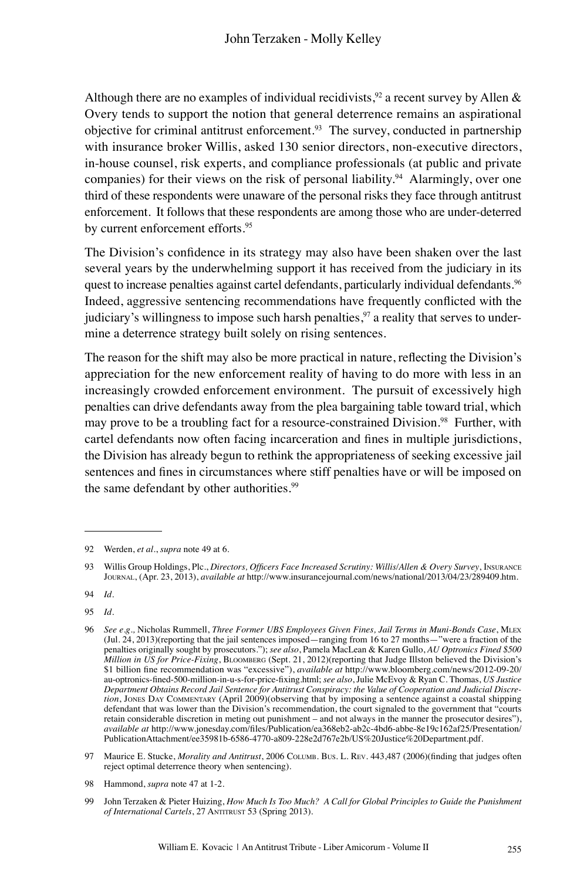Although there are no examples of individual recidivists,[92] a recent survey by Allen & Overy tends to support the notion that general deterrence remains an aspirational objective for criminal antitrust enforcement.[93] The survey, conducted in partnership with insurance broker Willis, asked 130 senior directors, non-executive directors, in-house counsel, risk experts, and compliance professionals (at public and private companies) for their views on the risk of personal liability.[94] Alarmingly, over one third of these respondents were unaware of the personal risks they face through antitrust enforcement. It follows that these respondents are among those who are under-deterred by current enforcement efforts.[95]

The Division's confidence in its strategy may also have been shaken over the last several years by the underwhelming support it has received from the judiciary in its quest to increase penalties against cartel defendants, particularly individual defendants.[96] Indeed, aggressive sentencing recommendations have frequently conflicted with the judiciary's willingness to impose such harsh penalties,[97] a reality that serves to undermine a deterrence strategy built solely on rising sentences.

The reason for the shift may also be more practical in nature, reflecting the Division's appreciation for the new enforcement reality of having to do more with less in an increasingly crowded enforcement environment. The pursuit of excessively high penalties can drive defendants away from the plea bargaining table toward trial, which may prove to be a troubling fact for a resource-constrained Division.[98] Further, with cartel defendants now often facing incarceration and fines in multiple jurisdictions, the Division has already begun to rethink the appropriateness of seeking excessive jail sentences and fines in circumstances where stiff penalties have or will be imposed on the same defendant by other authorities.[99]

---

92 Werden, *et al*., *supra* note 49 at 6.

93 Willis Group Holdings, Plc., *Directors, Officers Face Increased Scrutiny: Willis/Allen & Overy Survey*, Insurance Journal, (Apr. 23, 2013), *available at* http://www.insurancejournal.com/news/national/2013/04/23/289409.htm.

94 *Id*.

95 *Id*.

96 *See e.g.,* Nicholas Rummell, *Three Former UBS Employees Given Fines, Jail Terms in Muni-Bonds Case*, Mlex (Jul. 24, 2013)(reporting that the jail sentences imposed—ranging from 16 to 27 months—"were a fraction of the penalties originally sought by prosecutors."); *see also*, Pamela MacLean & Karen Gullo, *AU Optronics Fined $500 Million in US for Price-Fixing*, Bloomberg (Sept. 21, 2012)(reporting that Judge Illston believed the Division's $1 billion fine recommendation was "excessive"), *available at* http://www.bloomberg.com/news/2012-09-20/au-optronics-fined-500-million-in-u-s-for-price-fixing.html; *see also*, Julie McEvoy & Ryan C. Thomas, *US Justice Department Obtains Record Jail Sentence for Antitrust Conspiracy: the Value of Cooperation and Judicial Discretion*, Jones Day Commentary (April 2009)(observing that by imposing a sentence against a coastal shipping defendant that was lower than the Division's recommendation, the court signaled to the government that "courts retain considerable discretion in meting out punishment – and not always in the manner the prosecutor desires"), *available at* http://www.jonesday.com/files/Publication/ea368eb2-ab2c-4bd6-abbe-8e19c162af25/Presentation/PublicationAttachment/ee35981b-6586-4770-a809-228e2d767e2b/US%20Justice%20Department.pdf.

97 Maurice E. Stucke, *Morality and Antitrust*, 2006 Columb. Bus. L. Rev. 443,487 (2006)(finding that judges often reject optimal deterrence theory when sentencing).

98 Hammond, *supra* note 47 at 1-2.

99 John Terzaken & Pieter Huizing, *How Much Is Too Much? A Call for Global Principles to Guide the Punishment of International Cartels*, 27 Antitrust 53 (Spring 2013).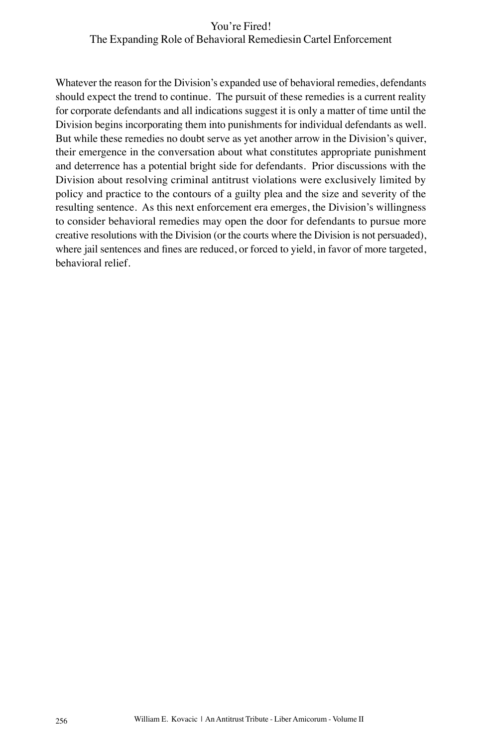Whatever the reason for the Division's expanded use of behavioral remedies, defendants should expect the trend to continue. The pursuit of these remedies is a current reality for corporate defendants and all indications suggest it is only a matter of time until the Division begins incorporating them into punishments for individual defendants as well. But while these remedies no doubt serve as yet another arrow in the Division's quiver, their emergence in the conversation about what constitutes appropriate punishment and deterrence has a potential bright side for defendants. Prior discussions with the Division about resolving criminal antitrust violations were exclusively limited by policy and practice to the contours of a guilty plea and the size and severity of the resulting sentence. As this next enforcement era emerges, the Division's willingness to consider behavioral remedies may open the door for defendants to pursue more creative resolutions with the Division (or the courts where the Division is not persuaded), where jail sentences and fines are reduced, or forced to yield, in favor of more targeted, behavioral relief.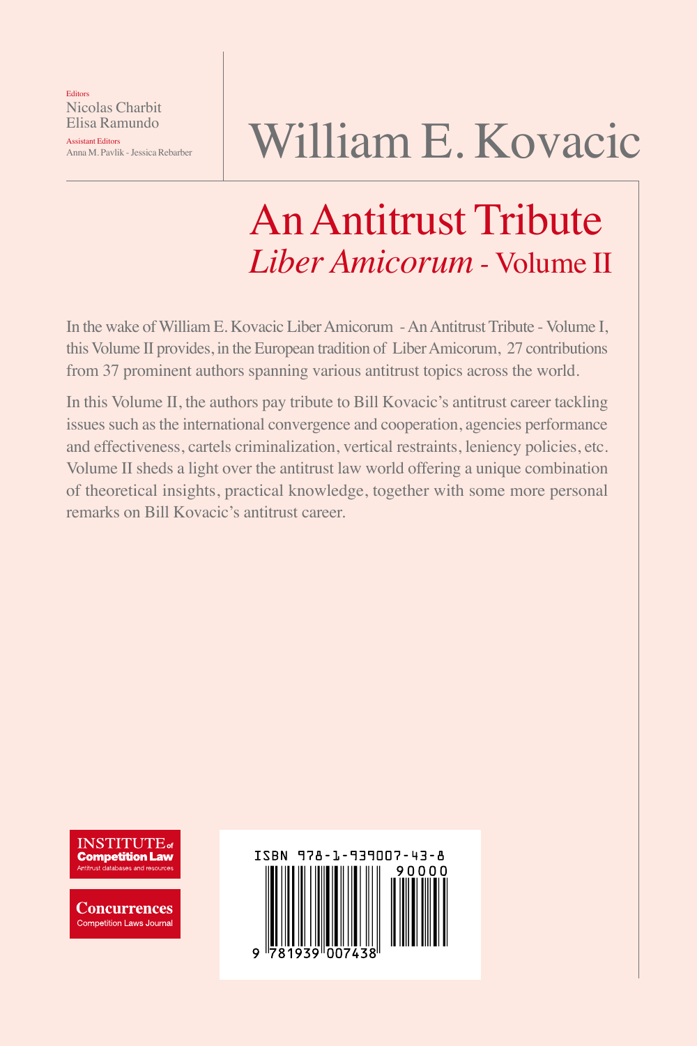Editors
Nicolas Charbit
Elisa Ramundo

Assistant Editors
Anna M. Pavlik - Jessica Rebarber

# William E. Kovacic

## An Antitrust Tribute
## *Liber Amicorum* - Volume II

In the wake of William E. Kovacic Liber Amicorum - An Antitrust Tribute - Volume I, this Volume II provides, in the European tradition of Liber Amicorum, 27 contributions from 37 prominent authors spanning various antitrust topics across the world.

In this Volume II, the authors pay tribute to Bill Kovacic's antitrust career tackling issues such as the international convergence and cooperation, agencies performance and effectiveness, cartels criminalization, vertical restraints, leniency policies, etc. Volume II sheds a light over the antitrust law world offering a unique combination of theoretical insights, practical knowledge, together with some more personal remarks on Bill Kovacic's antitrust career.

INSTITUTE of Competition Law
Antitrust databases and resources

Concurrences
Competition Laws Journal

ISBN 978-1-939007-43-8

90000

9 781939 007438